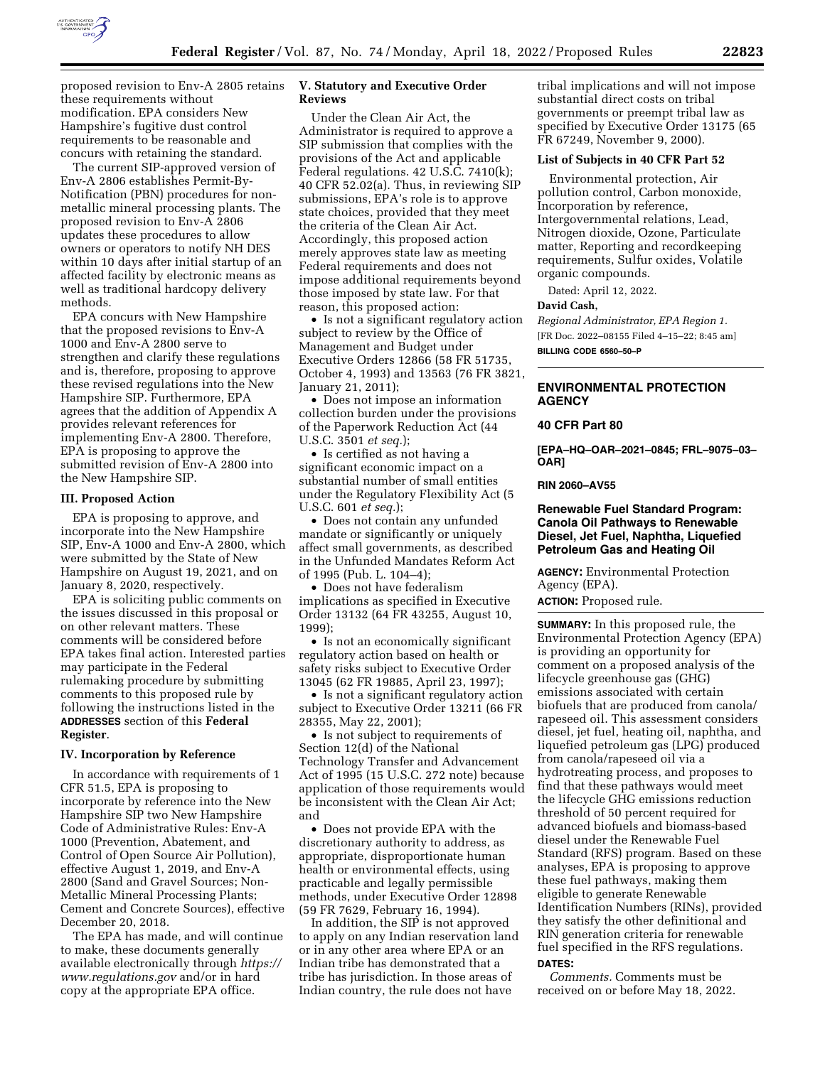proposed revision to Env-A 2805 retains these requirements without modification. EPA considers New Hampshire's fugitive dust control requirements to be reasonable and concurs with retaining the standard.

The current SIP-approved version of Env-A 2806 establishes Permit-By-Notification (PBN) procedures for non-metallic mineral processing plants. The proposed revision to Env-A 2806 updates these procedures to allow owners or operators to notify NH DES within 10 days after initial startup of an affected facility by electronic means as well as traditional hardcopy delivery methods.

EPA concurs with New Hampshire that the proposed revisions to Env-A 1000 and Env-A 2800 serve to strengthen and clarify these regulations and is, therefore, proposing to approve these revised regulations into the New Hampshire SIP. Furthermore, EPA agrees that the addition of Appendix A provides relevant references for implementing Env-A 2800. Therefore, EPA is proposing to approve the submitted revision of Env-A 2800 into the New Hampshire SIP.

### III. Proposed Action

EPA is proposing to approve, and incorporate into the New Hampshire SIP, Env-A 1000 and Env-A 2800, which were submitted by the State of New Hampshire on August 19, 2021, and on January 8, 2020, respectively.

EPA is soliciting public comments on the issues discussed in this proposal or on other relevant matters. These comments will be considered before EPA takes final action. Interested parties may participate in the Federal rulemaking procedure by submitting comments to this proposed rule by following the instructions listed in the **ADDRESSES** section of this **Federal Register**.

### IV. Incorporation by Reference

In accordance with requirements of 1 CFR 51.5, EPA is proposing to incorporate by reference into the New Hampshire SIP two New Hampshire Code of Administrative Rules: Env-A 1000 (Prevention, Abatement, and Control of Open Source Air Pollution), effective August 1, 2019, and Env-A 2800 (Sand and Gravel Sources; Non-Metallic Mineral Processing Plants; Cement and Concrete Sources), effective December 20, 2018.

The EPA has made, and will continue to make, these documents generally available electronically through *https://www.regulations.gov* and/or in hard copy at the appropriate EPA office.

### V. Statutory and Executive Order Reviews

Under the Clean Air Act, the Administrator is required to approve a SIP submission that complies with the provisions of the Act and applicable Federal regulations. 42 U.S.C. 7410(k); 40 CFR 52.02(a). Thus, in reviewing SIP submissions, EPA's role is to approve state choices, provided that they meet the criteria of the Clean Air Act. Accordingly, this proposed action merely approves state law as meeting Federal requirements and does not impose additional requirements beyond those imposed by state law. For that reason, this proposed action:

- Is not a significant regulatory action subject to review by the Office of Management and Budget under Executive Orders 12866 (58 FR 51735, October 4, 1993) and 13563 (76 FR 3821, January 21, 2011);
- Does not impose an information collection burden under the provisions of the Paperwork Reduction Act (44 U.S.C. 3501 *et seq.*);
- Is certified as not having a significant economic impact on a substantial number of small entities under the Regulatory Flexibility Act (5 U.S.C. 601 *et seq.*);
- Does not contain any unfunded mandate or significantly or uniquely affect small governments, as described in the Unfunded Mandates Reform Act of 1995 (Pub. L. 104–4);
- Does not have federalism implications as specified in Executive Order 13132 (64 FR 43255, August 10, 1999);
- Is not an economically significant regulatory action based on health or safety risks subject to Executive Order 13045 (62 FR 19885, April 23, 1997);
- Is not a significant regulatory action subject to Executive Order 13211 (66 FR 28355, May 22, 2001);
- Is not subject to requirements of Section 12(d) of the National Technology Transfer and Advancement Act of 1995 (15 U.S.C. 272 note) because application of those requirements would be inconsistent with the Clean Air Act; and
- Does not provide EPA with the discretionary authority to address, as appropriate, disproportionate human health or environmental effects, using practicable and legally permissible methods, under Executive Order 12898 (59 FR 7629, February 16, 1994).

In addition, the SIP is not approved to apply on any Indian reservation land or in any other area where EPA or an Indian tribe has demonstrated that a tribe has jurisdiction. In those areas of Indian country, the rule does not have tribal implications and will not impose substantial direct costs on tribal governments or preempt tribal law as specified by Executive Order 13175 (65 FR 67249, November 9, 2000).

### List of Subjects in 40 CFR Part 52

Environmental protection, Air pollution control, Carbon monoxide, Incorporation by reference, Intergovernmental relations, Lead, Nitrogen dioxide, Ozone, Particulate matter, Reporting and recordkeeping requirements, Sulfur oxides, Volatile organic compounds.

Dated: April 12, 2022.

**David Cash,**

*Regional Administrator, EPA Region 1.*

[FR Doc. 2022–08155 Filed 4–15–22; 8:45 am]

**BILLING CODE 6560–50–P**

---

## ENVIRONMENTAL PROTECTION AGENCY

### 40 CFR Part 80

**[EPA–HQ–OAR–2021–0845; FRL–9075–03–OAR]**

**RIN 2060–AV55**

## Renewable Fuel Standard Program: Canola Oil Pathways to Renewable Diesel, Jet Fuel, Naphtha, Liquefied Petroleum Gas and Heating Oil

**AGENCY:** Environmental Protection Agency (EPA).

**ACTION:** Proposed rule.

**SUMMARY:** In this proposed rule, the Environmental Protection Agency (EPA) is providing an opportunity for comment on a proposed analysis of the lifecycle greenhouse gas (GHG) emissions associated with certain biofuels that are produced from canola/rapeseed oil. This assessment considers diesel, jet fuel, heating oil, naphtha, and liquefied petroleum gas (LPG) produced from canola/rapeseed oil via a hydrotreating process, and proposes to find that these pathways would meet the lifecycle GHG emissions reduction threshold of 50 percent required for advanced biofuels and biomass-based diesel under the Renewable Fuel Standard (RFS) program. Based on these analyses, EPA is proposing to approve these fuel pathways, making them eligible to generate Renewable Identification Numbers (RINs), provided they satisfy the other definitional and RIN generation criteria for renewable fuel specified in the RFS regulations.

**DATES:**

*Comments.* Comments must be received on or before May 18, 2022.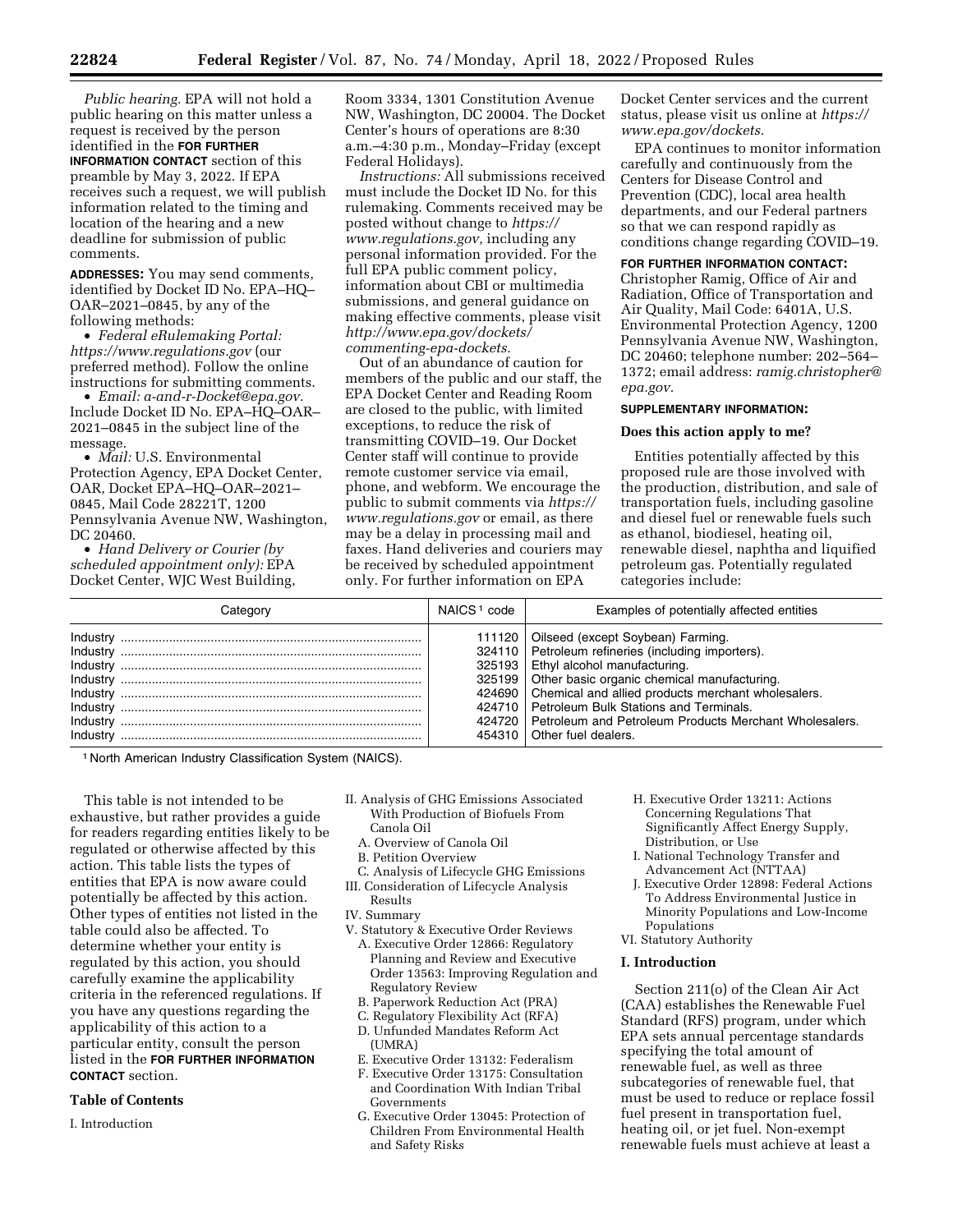*Public hearing.* EPA will not hold a public hearing on this matter unless a request is received by the person identified in the **FOR FURTHER INFORMATION CONTACT** section of this preamble by May 3, 2022. If EPA receives such a request, we will publish information related to the timing and location of the hearing and a new deadline for submission of public comments.

**ADDRESSES:** You may send comments, identified by Docket ID No. EPA–HQ–OAR–2021–0845, by any of the following methods:

- *Federal eRulemaking Portal: https://www.regulations.gov* (our preferred method). Follow the online instructions for submitting comments.
- *Email: a-and-r-Docket@epa.gov.* Include Docket ID No. EPA–HQ–OAR–2021–0845 in the subject line of the message.
- *Mail:* U.S. Environmental Protection Agency, EPA Docket Center, OAR, Docket EPA–HQ–OAR–2021–0845, Mail Code 28221T, 1200 Pennsylvania Avenue NW, Washington, DC 20460.
- *Hand Delivery or Courier (by scheduled appointment only):* EPA Docket Center, WJC West Building, Room 3334, 1301 Constitution Avenue NW, Washington, DC 20004. The Docket Center's hours of operations are 8:30 a.m.–4:30 p.m., Monday–Friday (except Federal Holidays).

*Instructions:* All submissions received must include the Docket ID No. for this rulemaking. Comments received may be posted without change to *https://www.regulations.gov,* including any personal information provided. For the full EPA public comment policy, information about CBI or multimedia submissions, and general guidance on making effective comments, please visit *http://www.epa.gov/dockets/commenting-epa-dockets.*

Out of an abundance of caution for members of the public and our staff, the EPA Docket Center and Reading Room are closed to the public, with limited exceptions, to reduce the risk of transmitting COVID–19. Our Docket Center staff will continue to provide remote customer service via email, phone, and webform. We encourage the public to submit comments via *https://www.regulations.gov* or email, as there may be a delay in processing mail and faxes. Hand deliveries and couriers may be received by scheduled appointment only. For further information on EPA Docket Center services and the current status, please visit us online at *https://www.epa.gov/dockets.*

EPA continues to monitor information carefully and continuously from the Centers for Disease Control and Prevention (CDC), local area health departments, and our Federal partners so that we can respond rapidly as conditions change regarding COVID–19.

**FOR FURTHER INFORMATION CONTACT:** Christopher Ramig, Office of Air and Radiation, Office of Transportation and Air Quality, Mail Code: 6401A, U.S. Environmental Protection Agency, 1200 Pennsylvania Avenue NW, Washington, DC 20460; telephone number: 202–564–1372; email address: *ramig.christopher@epa.gov.*

**SUPPLEMENTARY INFORMATION:**

**Does this action apply to me?**

Entities potentially affected by this proposed rule are those involved with the production, distribution, and sale of transportation fuels, including gasoline and diesel fuel or renewable fuels such as ethanol, biodiesel, heating oil, renewable diesel, naphtha and liquified petroleum gas. Potentially regulated categories include:

| Category | NAICS [1] code | Examples of potentially affected entities |
|---|---|---|
| Industry | 111120 | Oilseed (except Soybean) Farming. |
| Industry | 324110 | Petroleum refineries (including importers). |
| Industry | 325193 | Ethyl alcohol manufacturing. |
| Industry | 325199 | Other basic organic chemical manufacturing. |
| Industry | 424690 | Chemical and allied products merchant wholesalers. |
| Industry | 424710 | Petroleum Bulk Stations and Terminals. |
| Industry | 424720 | Petroleum and Petroleum Products Merchant Wholesalers. |
| Industry | 454310 | Other fuel dealers. |

[1] North American Industry Classification System (NAICS).

This table is not intended to be exhaustive, but rather provides a guide for readers regarding entities likely to be regulated or otherwise affected by this action. This table lists the types of entities that EPA is now aware could potentially be affected by this action. Other types of entities not listed in the table could also be affected. To determine whether your entity is regulated by this action, you should carefully examine the applicability criteria in the referenced regulations. If you have any questions regarding the applicability of this action to a particular entity, consult the person listed in the **FOR FURTHER INFORMATION CONTACT** section.

**Table of Contents**

I. Introduction
II. Analysis of GHG Emissions Associated With Production of Biofuels From Canola Oil
- A. Overview of Canola Oil
- B. Petition Overview
- C. Analysis of Lifecycle GHG Emissions

III. Consideration of Lifecycle Analysis Results
IV. Summary
V. Statutory & Executive Order Reviews
- A. Executive Order 12866: Regulatory Planning and Review and Executive Order 13563: Improving Regulation and Regulatory Review
- B. Paperwork Reduction Act (PRA)
- C. Regulatory Flexibility Act (RFA)
- D. Unfunded Mandates Reform Act (UMRA)
- E. Executive Order 13132: Federalism
- F. Executive Order 13175: Consultation and Coordination With Indian Tribal Governments
- G. Executive Order 13045: Protection of Children From Environmental Health and Safety Risks
- H. Executive Order 13211: Actions Concerning Regulations That Significantly Affect Energy Supply, Distribution, or Use
- I. National Technology Transfer and Advancement Act (NTTAA)
- J. Executive Order 12898: Federal Actions To Address Environmental Justice in Minority Populations and Low-Income Populations

VI. Statutory Authority

## I. Introduction

Section 211(o) of the Clean Air Act (CAA) establishes the Renewable Fuel Standard (RFS) program, under which EPA sets annual percentage standards specifying the total amount of renewable fuel, as well as three subcategories of renewable fuel, that must be used to reduce or replace fossil fuel present in transportation fuel, heating oil, or jet fuel. Non-exempt renewable fuels must achieve at least a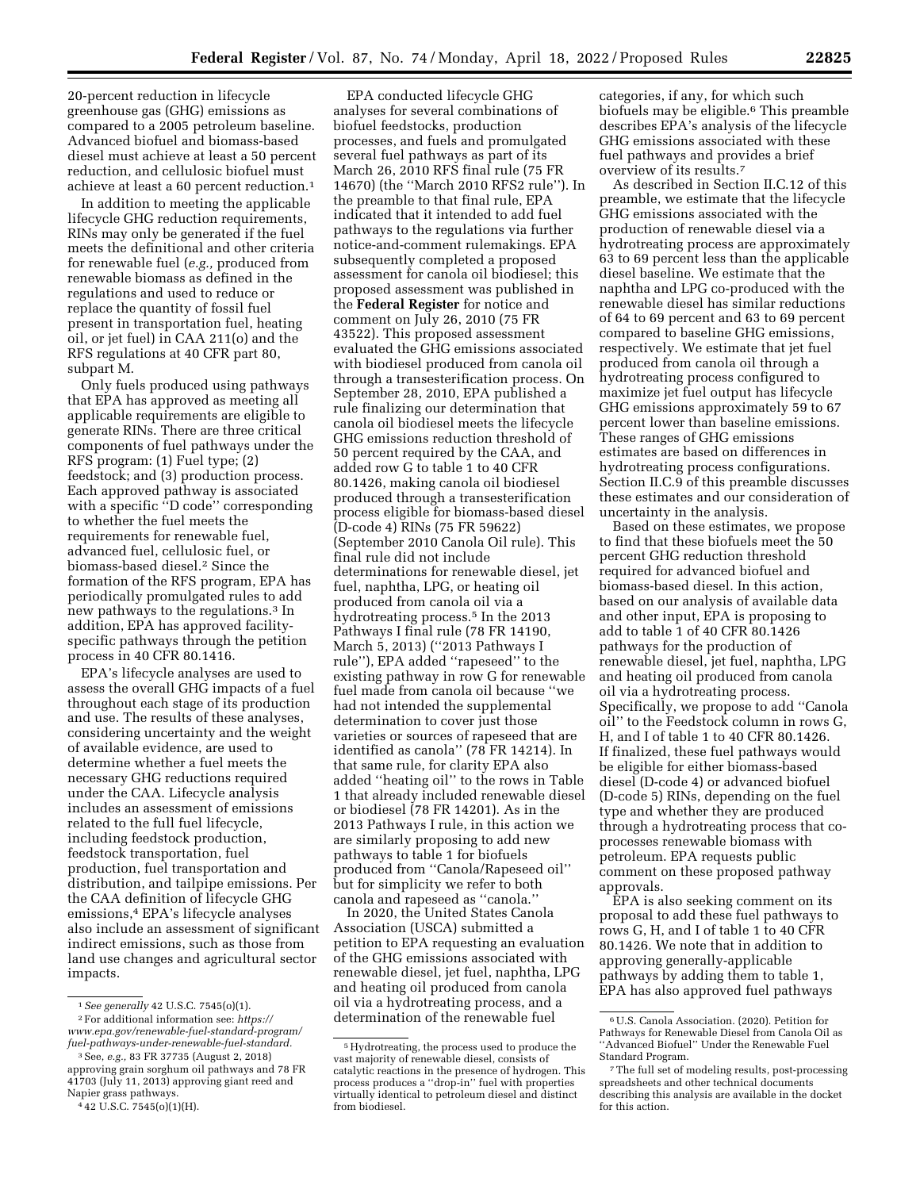20-percent reduction in lifecycle greenhouse gas (GHG) emissions as compared to a 2005 petroleum baseline. Advanced biofuel and biomass-based diesel must achieve at least a 50 percent reduction, and cellulosic biofuel must achieve at least a 60 percent reduction.[1]

In addition to meeting the applicable lifecycle GHG reduction requirements, RINs may only be generated if the fuel meets the definitional and other criteria for renewable fuel (*e.g.,* produced from renewable biomass as defined in the regulations and used to reduce or replace the quantity of fossil fuel present in transportation fuel, heating oil, or jet fuel) in CAA 211(o) and the RFS regulations at 40 CFR part 80, subpart M.

Only fuels produced using pathways that EPA has approved as meeting all applicable requirements are eligible to generate RINs. There are three critical components of fuel pathways under the RFS program: (1) Fuel type; (2) feedstock; and (3) production process. Each approved pathway is associated with a specific ''D code'' corresponding to whether the fuel meets the requirements for renewable fuel, advanced fuel, cellulosic fuel, or biomass-based diesel.[2] Since the formation of the RFS program, EPA has periodically promulgated rules to add new pathways to the regulations.[3] In addition, EPA has approved facility-specific pathways through the petition process in 40 CFR 80.1416.

EPA's lifecycle analyses are used to assess the overall GHG impacts of a fuel throughout each stage of its production and use. The results of these analyses, considering uncertainty and the weight of available evidence, are used to determine whether a fuel meets the necessary GHG reductions required under the CAA. Lifecycle analysis includes an assessment of emissions related to the full fuel lifecycle, including feedstock production, feedstock transportation, fuel production, fuel transportation and distribution, and tailpipe emissions. Per the CAA definition of lifecycle GHG emissions,[4] EPA's lifecycle analyses also include an assessment of significant indirect emissions, such as those from land use changes and agricultural sector impacts.

EPA conducted lifecycle GHG analyses for several combinations of biofuel feedstocks, production processes, and fuels and promulgated several fuel pathways as part of its March 26, 2010 RFS final rule (75 FR 14670) (the ''March 2010 RFS2 rule''). In the preamble to that final rule, EPA indicated that it intended to add fuel pathways to the regulations via further notice-and-comment rulemakings. EPA subsequently completed a proposed assessment for canola oil biodiesel; this proposed assessment was published in the **Federal Register** for notice and comment on July 26, 2010 (75 FR 43522). This proposed assessment evaluated the GHG emissions associated with biodiesel produced from canola oil through a transesterification process. On September 28, 2010, EPA published a rule finalizing our determination that canola oil biodiesel meets the lifecycle GHG emissions reduction threshold of 50 percent required by the CAA, and added row G to table 1 to 40 CFR 80.1426, making canola oil biodiesel produced through a transesterification process eligible for biomass-based diesel (D-code 4) RINs (75 FR 59622) (September 2010 Canola Oil rule). This final rule did not include determinations for renewable diesel, jet fuel, naphtha, LPG, or heating oil produced from canola oil via a hydrotreating process.[5] In the 2013 Pathways I final rule (78 FR 14190, March 5, 2013) (''2013 Pathways I rule''), EPA added ''rapeseed'' to the existing pathway in row G for renewable fuel made from canola oil because ''we had not intended the supplemental determination to cover just those varieties or sources of rapeseed that are identified as canola'' (78 FR 14214). In that same rule, for clarity EPA also added ''heating oil'' to the rows in Table 1 that already included renewable diesel or biodiesel (78 FR 14201). As in the 2013 Pathways I rule, in this action we are similarly proposing to add new pathways to table 1 for biofuels produced from ''Canola/Rapeseed oil'' but for simplicity we refer to both canola and rapeseed as ''canola.''

In 2020, the United States Canola Association (USCA) submitted a petition to EPA requesting an evaluation of the GHG emissions associated with renewable diesel, jet fuel, naphtha, LPG and heating oil produced from canola oil via a hydrotreating process, and a determination of the renewable fuel categories, if any, for which such biofuels may be eligible.[6] This preamble describes EPA's analysis of the lifecycle GHG emissions associated with these fuel pathways and provides a brief overview of its results.[7]

As described in Section II.C.12 of this preamble, we estimate that the lifecycle GHG emissions associated with the production of renewable diesel via a hydrotreating process are approximately 63 to 69 percent less than the applicable diesel baseline. We estimate that the naphtha and LPG co-produced with the renewable diesel has similar reductions of 64 to 69 percent and 63 to 69 percent compared to baseline GHG emissions, respectively. We estimate that jet fuel produced from canola oil through a hydrotreating process configured to maximize jet fuel output has lifecycle GHG emissions approximately 59 to 67 percent lower than baseline emissions. These ranges of GHG emissions estimates are based on differences in hydrotreating process configurations. Section II.C.9 of this preamble discusses these estimates and our consideration of uncertainty in the analysis.

Based on these estimates, we propose to find that these biofuels meet the 50 percent GHG reduction threshold required for advanced biofuel and biomass-based diesel. In this action, based on our analysis of available data and other input, EPA is proposing to add to table 1 of 40 CFR 80.1426 pathways for the production of renewable diesel, jet fuel, naphtha, LPG and heating oil produced from canola oil via a hydrotreating process. Specifically, we propose to add ''Canola oil'' to the Feedstock column in rows G, H, and I of table 1 to 40 CFR 80.1426. If finalized, these fuel pathways would be eligible for either biomass-based diesel (D-code 4) or advanced biofuel (D-code 5) RINs, depending on the fuel type and whether they are produced through a hydrotreating process that co-processes renewable biomass with petroleum. EPA requests public comment on these proposed pathway approvals.

EPA is also seeking comment on its proposal to add these fuel pathways to rows G, H, and I of table 1 to 40 CFR 80.1426. We note that in addition to approving generally-applicable pathways by adding them to table 1, EPA has also approved fuel pathways

---

[1] *See generally* 42 U.S.C. 7545(o)(1).

[2] For additional information see: *https://www.epa.gov/renewable-fuel-standard-program/fuel-pathways-under-renewable-fuel-standard.*

[3] See, *e.g.,* 83 FR 37735 (August 2, 2018) approving grain sorghum oil pathways and 78 FR 41703 (July 11, 2013) approving giant reed and Napier grass pathways.

[4] 42 U.S.C. 7545(o)(1)(H).

[5] Hydrotreating, the process used to produce the vast majority of renewable diesel, consists of catalytic reactions in the presence of hydrogen. This process produces a ''drop-in'' fuel with properties virtually identical to petroleum diesel and distinct from biodiesel.

[6] U.S. Canola Association. (2020). Petition for Pathways for Renewable Diesel from Canola Oil as ''Advanced Biofuel'' Under the Renewable Fuel Standard Program.

[7] The full set of modeling results, post-processing spreadsheets and other technical documents describing this analysis are available in the docket for this action.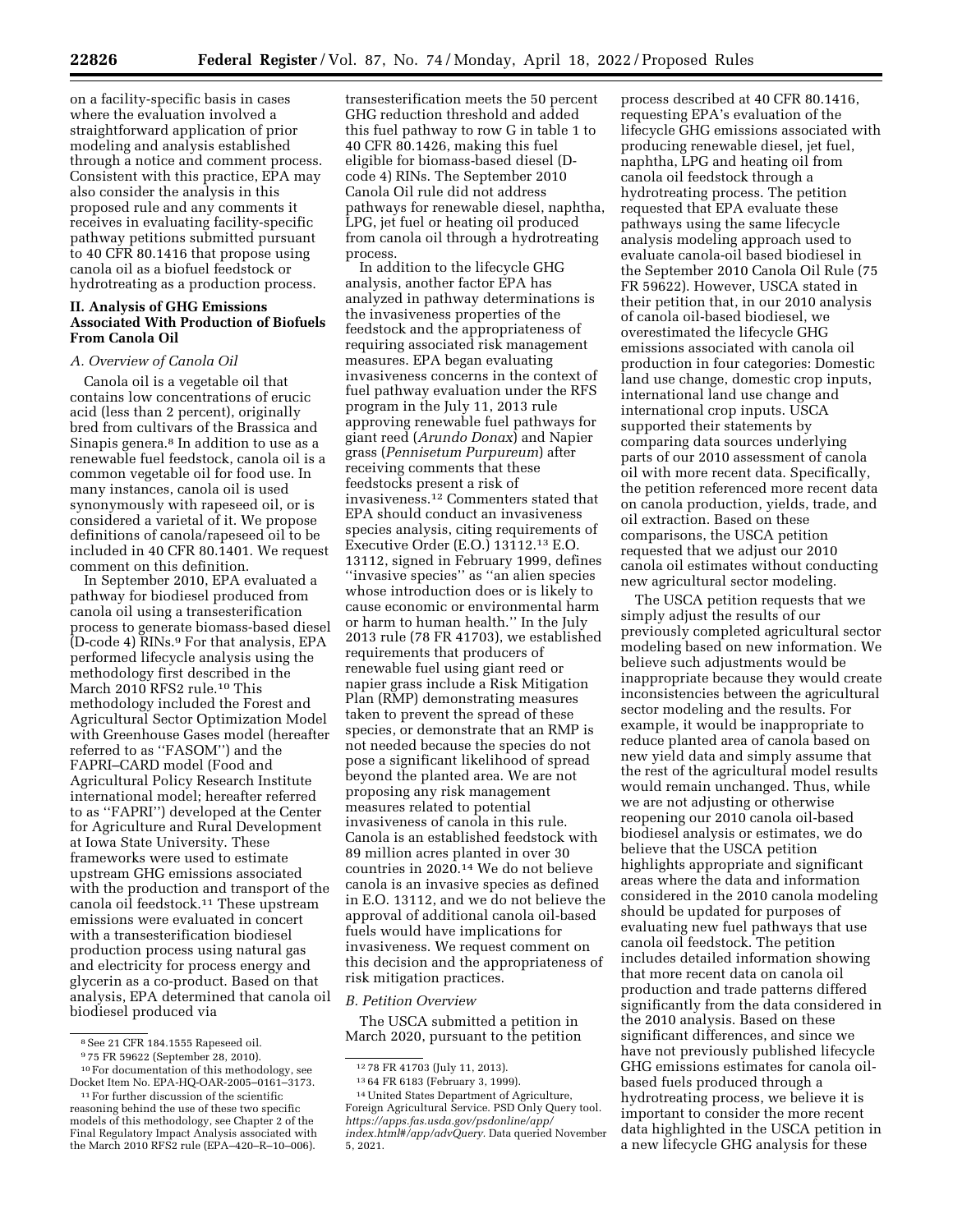on a facility-specific basis in cases where the evaluation involved a straightforward application of prior modeling and analysis established through a notice and comment process. Consistent with this practice, EPA may also consider the analysis in this proposed rule and any comments it receives in evaluating facility-specific pathway petitions submitted pursuant to 40 CFR 80.1416 that propose using canola oil as a biofuel feedstock or hydrotreating as a production process.

## II. Analysis of GHG Emissions Associated With Production of Biofuels From Canola Oil

### *A. Overview of Canola Oil*

Canola oil is a vegetable oil that contains low concentrations of erucic acid (less than 2 percent), originally bred from cultivars of the Brassica and Sinapis genera.[8] In addition to use as a renewable fuel feedstock, canola oil is a common vegetable oil for food use. In many instances, canola oil is used synonymously with rapeseed oil, or is considered a varietal of it. We propose definitions of canola/rapeseed oil to be included in 40 CFR 80.1401. We request comment on this definition.

In September 2010, EPA evaluated a pathway for biodiesel produced from canola oil using a transesterification process to generate biomass-based diesel (D-code 4) RINs.[9] For that analysis, EPA performed lifecycle analysis using the methodology first described in the March 2010 RFS2 rule.[10] This methodology included the Forest and Agricultural Sector Optimization Model with Greenhouse Gases model (hereafter referred to as ''FASOM'') and the FAPRI–CARD model (Food and Agricultural Policy Research Institute international model; hereafter referred to as ''FAPRI'') developed at the Center for Agriculture and Rural Development at Iowa State University. These frameworks were used to estimate upstream GHG emissions associated with the production and transport of the canola oil feedstock.[11] These upstream emissions were evaluated in concert with a transesterification biodiesel production process using natural gas and electricity for process energy and glycerin as a co-product. Based on that analysis, EPA determined that canola oil biodiesel produced via transesterification meets the 50 percent GHG reduction threshold and added this fuel pathway to row G in table 1 to 40 CFR 80.1426, making this fuel eligible for biomass-based diesel (D-code 4) RINs. The September 2010 Canola Oil rule did not address pathways for renewable diesel, naphtha, LPG, jet fuel or heating oil produced from canola oil through a hydrotreating process.

In addition to the lifecycle GHG analysis, another factor EPA has analyzed in pathway determinations is the invasiveness properties of the feedstock and the appropriateness of requiring associated risk management measures. EPA began evaluating invasiveness concerns in the context of fuel pathway evaluation under the RFS program in the July 11, 2013 rule approving renewable fuel pathways for giant reed (*Arundo Donax*) and Napier grass (*Pennisetum Purpureum*) after receiving comments that these feedstocks present a risk of invasiveness.[12] Commenters stated that EPA should conduct an invasiveness species analysis, citing requirements of Executive Order (E.O.) 13112.[13] E.O. 13112, signed in February 1999, defines ''invasive species'' as ''an alien species whose introduction does or is likely to cause economic or environmental harm or harm to human health.'' In the July 2013 rule (78 FR 41703), we established requirements that producers of renewable fuel using giant reed or napier grass include a Risk Mitigation Plan (RMP) demonstrating measures taken to prevent the spread of these species, or demonstrate that an RMP is not needed because the species do not pose a significant likelihood of spread beyond the planted area. We are not proposing any risk management measures related to potential invasiveness of canola in this rule. Canola is an established feedstock with 89 million acres planted in over 30 countries in 2020.[14] We do not believe canola is an invasive species as defined in E.O. 13112, and we do not believe the approval of additional canola oil-based fuels would have implications for invasiveness. We request comment on this decision and the appropriateness of risk mitigation practices.

### *B. Petition Overview*

The USCA submitted a petition in March 2020, pursuant to the petition process described at 40 CFR 80.1416, requesting EPA's evaluation of the lifecycle GHG emissions associated with producing renewable diesel, jet fuel, naphtha, LPG and heating oil from canola oil feedstock through a hydrotreating process. The petition requested that EPA evaluate these pathways using the same lifecycle analysis modeling approach used to evaluate canola-oil based biodiesel in the September 2010 Canola Oil Rule (75 FR 59622). However, USCA stated in their petition that, in our 2010 analysis of canola oil-based biodiesel, we overestimated the lifecycle GHG emissions associated with canola oil production in four categories: Domestic land use change, domestic crop inputs, international land use change and international crop inputs. USCA supported their statements by comparing data sources underlying parts of our 2010 assessment of canola oil with more recent data. Specifically, the petition referenced more recent data on canola production, yields, trade, and oil extraction. Based on these comparisons, the USCA petition requested that we adjust our 2010 canola oil estimates without conducting new agricultural sector modeling.

The USCA petition requests that we simply adjust the results of our previously completed agricultural sector modeling based on new information. We believe such adjustments would be inappropriate because they would create inconsistencies between the agricultural sector modeling and the results. For example, it would be inappropriate to reduce planted area of canola based on new yield data and simply assume that the rest of the agricultural model results would remain unchanged. Thus, while we are not adjusting or otherwise reopening our 2010 canola oil-based biodiesel analysis or estimates, we do believe that the USCA petition highlights appropriate and significant areas where the data and information considered in the 2010 canola modeling should be updated for purposes of evaluating new fuel pathways that use canola oil feedstock. The petition includes detailed information showing that more recent data on canola oil production and trade patterns differed significantly from the data considered in the 2010 analysis. Based on these significant differences, and since we have not previously published lifecycle GHG emissions estimates for canola oil-based fuels produced through a hydrotreating process, we believe it is important to consider the more recent data highlighted in the USCA petition in a new lifecycle GHG analysis for these

---

[8] See 21 CFR 184.1555 Rapeseed oil.

[9] 75 FR 59622 (September 28, 2010).

[10] For documentation of this methodology, see Docket Item No. EPA-HQ-OAR-2005–0161–3173.

[11] For further discussion of the scientific reasoning behind the use of these two specific models of this methodology, see Chapter 2 of the Final Regulatory Impact Analysis associated with the March 2010 RFS2 rule (EPA–420–R–10–006).

[12] 78 FR 41703 (July 11, 2013).

[13] 64 FR 6183 (February 3, 1999).

[14] United States Department of Agriculture, Foreign Agricultural Service. PSD Only Query tool. *https://apps.fas.usda.gov/psdonline/app/index.html#/app/advQuery.* Data queried November 5, 2021.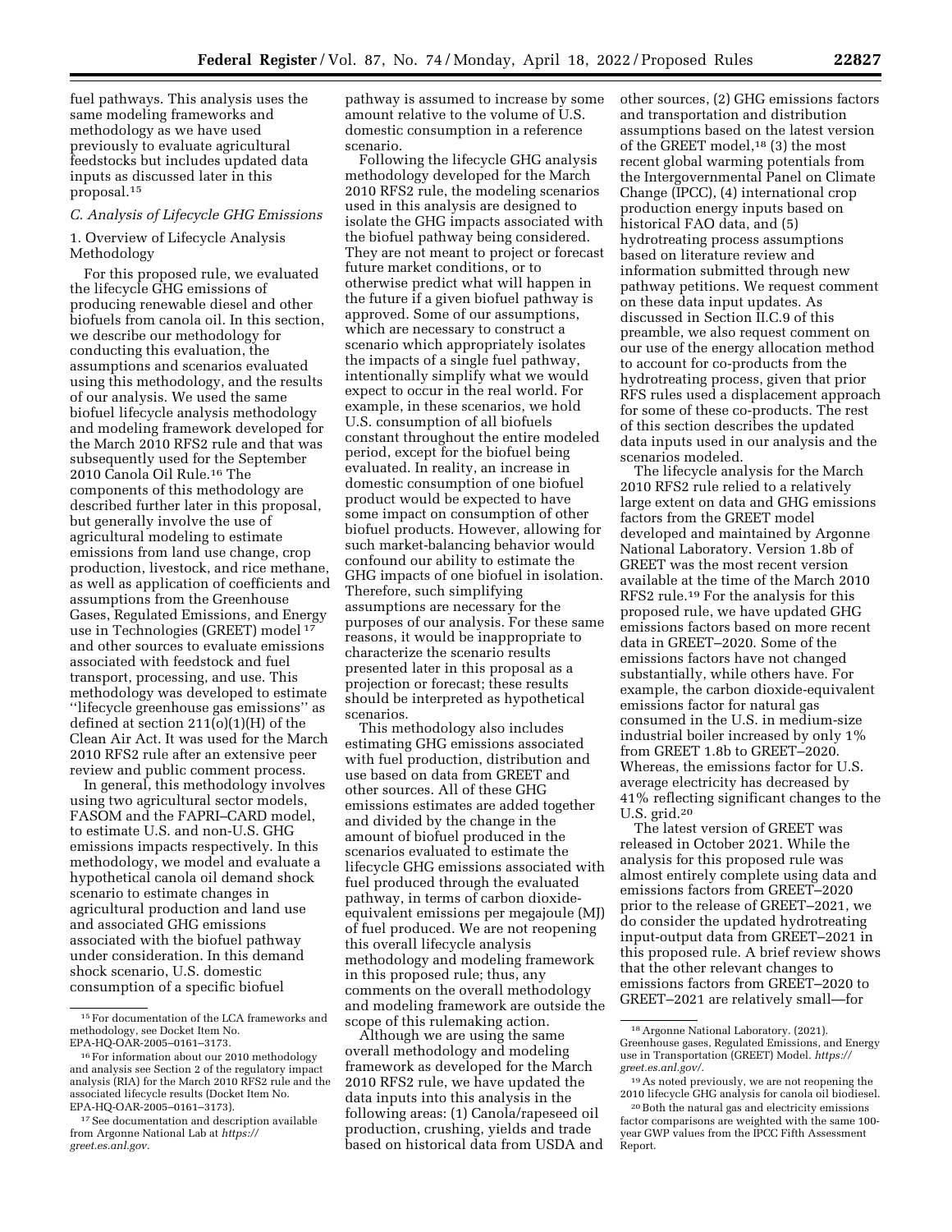fuel pathways. This analysis uses the same modeling frameworks and methodology as we have used previously to evaluate agricultural feedstocks but includes updated data inputs as discussed later in this proposal.[15]

### C. Analysis of Lifecycle GHG Emissions

#### 1. Overview of Lifecycle Analysis Methodology

For this proposed rule, we evaluated the lifecycle GHG emissions of producing renewable diesel and other biofuels from canola oil. In this section, we describe our methodology for conducting this evaluation, the assumptions and scenarios evaluated using this methodology, and the results of our analysis. We used the same biofuel lifecycle analysis methodology and modeling framework developed for the March 2010 RFS2 rule and that was subsequently used for the September 2010 Canola Oil Rule.[16] The components of this methodology are described further later in this proposal, but generally involve the use of agricultural modeling to estimate emissions from land use change, crop production, livestock, and rice methane, as well as application of coefficients and assumptions from the Greenhouse Gases, Regulated Emissions, and Energy use in Technologies (GREET) model [17] and other sources to evaluate emissions associated with feedstock and fuel transport, processing, and use. This methodology was developed to estimate ''lifecycle greenhouse gas emissions'' as defined at section 211(o)(1)(H) of the Clean Air Act. It was used for the March 2010 RFS2 rule after an extensive peer review and public comment process.

In general, this methodology involves using two agricultural sector models, FASOM and the FAPRI–CARD model, to estimate U.S. and non-U.S. GHG emissions impacts respectively. In this methodology, we model and evaluate a hypothetical canola oil demand shock scenario to estimate changes in agricultural production and land use and associated GHG emissions associated with the biofuel pathway under consideration. In this demand shock scenario, U.S. domestic consumption of a specific biofuel pathway is assumed to increase by some amount relative to the volume of U.S. domestic consumption in a reference scenario.

Following the lifecycle GHG analysis methodology developed for the March 2010 RFS2 rule, the modeling scenarios used in this analysis are designed to isolate the GHG impacts associated with the biofuel pathway being considered. They are not meant to project or forecast future market conditions, or to otherwise predict what will happen in the future if a given biofuel pathway is approved. Some of our assumptions, which are necessary to construct a scenario which appropriately isolates the impacts of a single fuel pathway, intentionally simplify what we would expect to occur in the real world. For example, in these scenarios, we hold U.S. consumption of all biofuels constant throughout the entire modeled period, except for the biofuel being evaluated. In reality, an increase in domestic consumption of one biofuel product would be expected to have some impact on consumption of other biofuel products. However, allowing for such market-balancing behavior would confound our ability to estimate the GHG impacts of one biofuel in isolation. Therefore, such simplifying assumptions are necessary for the purposes of our analysis. For these same reasons, it would be inappropriate to characterize the scenario results presented later in this proposal as a projection or forecast; these results should be interpreted as hypothetical scenarios.

This methodology also includes estimating GHG emissions associated with fuel production, distribution and use based on data from GREET and other sources. All of these GHG emissions estimates are added together and divided by the change in the amount of biofuel produced in the scenarios evaluated to estimate the lifecycle GHG emissions associated with fuel produced through the evaluated pathway, in terms of carbon dioxide-equivalent emissions per megajoule (MJ) of fuel produced. We are not reopening this overall lifecycle analysis methodology and modeling framework in this proposed rule; thus, any comments on the overall methodology and modeling framework are outside the scope of this rulemaking action.

Although we are using the same overall methodology and modeling framework as developed for the March 2010 RFS2 rule, we have updated the data inputs into this analysis in the following areas: (1) Canola/rapeseed oil production, crushing, yields and trade based on historical data from USDA and other sources, (2) GHG emissions factors and transportation and distribution assumptions based on the latest version of the GREET model,[18] (3) the most recent global warming potentials from the Intergovernmental Panel on Climate Change (IPCC), (4) international crop production energy inputs based on historical FAO data, and (5) hydrotreating process assumptions based on literature review and information submitted through new pathway petitions. We request comment on these data input updates. As discussed in Section II.C.9 of this preamble, we also request comment on our use of the energy allocation method to account for co-products from the hydrotreating process, given that prior RFS rules used a displacement approach for some of these co-products. The rest of this section describes the updated data inputs used in our analysis and the scenarios modeled.

The lifecycle analysis for the March 2010 RFS2 rule relied to a relatively large extent on data and GHG emissions factors from the GREET model developed and maintained by Argonne National Laboratory. Version 1.8b of GREET was the most recent version available at the time of the March 2010 RFS2 rule.[19] For the analysis for this proposed rule, we have updated GHG emissions factors based on more recent data in GREET–2020. Some of the emissions factors have not changed substantially, while others have. For example, the carbon dioxide-equivalent emissions factor for natural gas consumed in the U.S. in medium-size industrial boiler increased by only 1% from GREET 1.8b to GREET–2020. Whereas, the emissions factor for U.S. average electricity has decreased by 41% reflecting significant changes to the U.S. grid.[20]

The latest version of GREET was released in October 2021. While the analysis for this proposed rule was almost entirely complete using data and emissions factors from GREET–2020 prior to the release of GREET–2021, we do consider the updated hydrotreating input-output data from GREET–2021 in this proposed rule. A brief review shows that the other relevant changes to emissions factors from GREET–2020 to GREET–2021 are relatively small—for

---

[15] For documentation of the LCA frameworks and methodology, see Docket Item No. EPA-HQ-OAR-2005-0161-3173.

[16] For information about our 2010 methodology and analysis see Section 2 of the regulatory impact analysis (RIA) for the March 2010 RFS2 rule and the associated lifecycle results (Docket Item No. EPA-HQ-OAR-2005-0161-3173).

[17] See documentation and description available from Argonne National Lab at *https://greet.es.anl.gov.*

[18] Argonne National Laboratory. (2021). Greenhouse gases, Regulated Emissions, and Energy use in Transportation (GREET) Model. *https://greet.es.anl.gov/.*

[19] As noted previously, we are not reopening the 2010 lifecycle GHG analysis for canola oil biodiesel.

[20] Both the natural gas and electricity emissions factor comparisons are weighted with the same 100-year GWP values from the IPCC Fifth Assessment Report.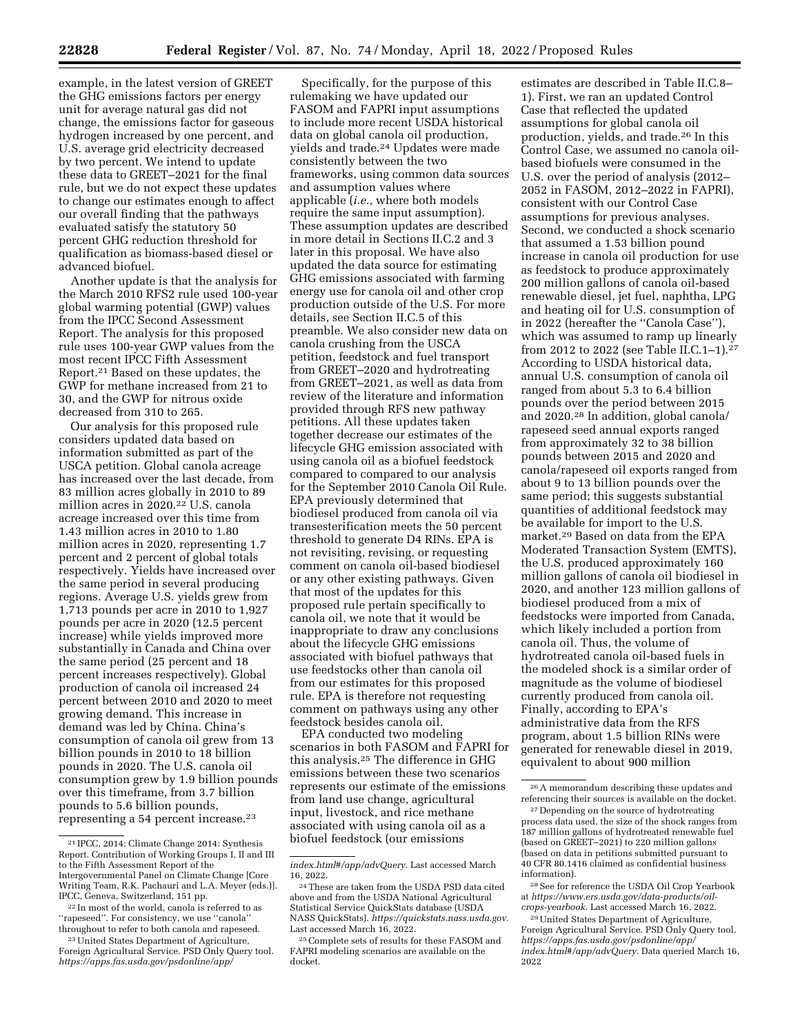example, in the latest version of GREET the GHG emissions factors per energy unit for average natural gas did not change, the emissions factor for gaseous hydrogen increased by one percent, and U.S. average grid electricity decreased by two percent. We intend to update these data to GREET–2021 for the final rule, but we do not expect these updates to change our overall finding that the pathways evaluated satisfy the statutory 50 percent GHG reduction threshold for qualification as biomass-based diesel or advanced biofuel.

Another update is that the analysis for the March 2010 RFS2 rule used 100-year global warming potential (GWP) values from the IPCC Second Assessment Report. The analysis for this proposed rule uses 100-year GWP values from the most recent IPCC Fifth Assessment Report.[21] Based on these updates, the GWP for methane increased from 21 to 30, and the GWP for nitrous oxide decreased from 310 to 265.

Our analysis for this proposed rule considers updated data based on information submitted as part of the USCA petition. Global canola acreage has increased over the last decade, from 83 million acres globally in 2010 to 89 million acres in 2020.[22] U.S. canola acreage increased over this time from 1.43 million acres in 2010 to 1.80 million acres in 2020, representing 1.7 percent and 2 percent of global totals respectively. Yields have increased over the same period in several producing regions. Average U.S. yields grew from 1,713 pounds per acre in 2010 to 1,927 pounds per acre in 2020 (12.5 percent increase) while yields improved more substantially in Canada and China over the same period (25 percent and 18 percent increases respectively). Global production of canola oil increased 24 percent between 2010 and 2020 to meet growing demand. This increase in demand was led by China. China's consumption of canola oil grew from 13 billion pounds in 2010 to 18 billion pounds in 2020. The U.S. canola oil consumption grew by 1.9 billion pounds over this timeframe, from 3.7 billion pounds to 5.6 billion pounds, representing a 54 percent increase.[23]

Specifically, for the purpose of this rulemaking we have updated our FASOM and FAPRI input assumptions to include more recent USDA historical data on global canola oil production, yields and trade.[24] Updates were made consistently between the two frameworks, using common data sources and assumption values where applicable (*i.e.,* where both models require the same input assumption). These assumption updates are described in more detail in Sections II.C.2 and 3 later in this proposal. We have also updated the data source for estimating GHG emissions associated with farming energy use for canola oil and other crop production outside of the U.S. For more details, see Section II.C.5 of this preamble. We also consider new data on canola crushing from the USCA petition, feedstock and fuel transport from GREET–2020 and hydrotreating from GREET–2021, as well as data from review of the literature and information provided through RFS new pathway petitions. All these updates taken together decrease our estimates of the lifecycle GHG emission associated with using canola oil as a biofuel feedstock compared to compared to our analysis for the September 2010 Canola Oil Rule. EPA previously determined that biodiesel produced from canola oil via transesterification meets the 50 percent threshold to generate D4 RINs. EPA is not revisiting, revising, or requesting comment on canola oil-based biodiesel or any other existing pathways. Given that most of the updates for this proposed rule pertain specifically to canola oil, we note that it would be inappropriate to draw any conclusions about the lifecycle GHG emissions associated with biofuel pathways that use feedstocks other than canola oil from our estimates for this proposed rule. EPA is therefore not requesting comment on pathways using any other feedstock besides canola oil.

EPA conducted two modeling scenarios in both FASOM and FAPRI for this analysis.[25] The difference in GHG emissions between these two scenarios represents our estimate of the emissions from land use change, agricultural input, livestock, and rice methane associated with using canola oil as a biofuel feedstock (our emissions estimates are described in Table II.C.8–1). First, we ran an updated Control Case that reflected the updated assumptions for global canola oil production, yields, and trade.[26] In this Control Case, we assumed no canola oil-based biofuels were consumed in the U.S. over the period of analysis (2012–2052 in FASOM, 2012–2022 in FAPRI), consistent with our Control Case assumptions for previous analyses. Second, we conducted a shock scenario that assumed a 1.53 billion pound increase in canola oil production for use as feedstock to produce approximately 200 million gallons of canola oil-based renewable diesel, jet fuel, naphtha, LPG and heating oil for U.S. consumption of in 2022 (hereafter the "Canola Case"), which was assumed to ramp up linearly from 2012 to 2022 (see Table II.C.1–1).[27] According to USDA historical data, annual U.S. consumption of canola oil ranged from about 5.3 to 6.4 billion pounds over the period between 2015 and 2020.[28] In addition, global canola/rapeseed seed annual exports ranged from approximately 32 to 38 billion pounds between 2015 and 2020 and canola/rapeseed oil exports ranged from about 9 to 13 billion pounds over the same period; this suggests substantial quantities of additional feedstock may be available for import to the U.S. market.[29] Based on data from the EPA Moderated Transaction System (EMTS), the U.S. produced approximately 160 million gallons of canola oil biodiesel in 2020, and another 123 million gallons of biodiesel produced from a mix of feedstocks were imported from Canada, which likely included a portion from canola oil. Thus, the volume of hydrotreated canola oil-based fuels in the modeled shock is a similar order of magnitude as the volume of biodiesel currently produced from canola oil. Finally, according to EPA's administrative data from the RFS program, about 1.5 billion RINs were generated for renewable diesel in 2019, equivalent to about 900 million

---

[21] IPCC, 2014: Climate Change 2014: Synthesis Report. Contribution of Working Groups I, II and III to the Fifth Assessment Report of the Intergovernmental Panel on Climate Change [Core Writing Team, R.K. Pachauri and L.A. Meyer (eds.)]. IPCC, Geneva, Switzerland, 151 pp.

[22] In most of the world, canola is referred to as "rapeseed". For consistency, we use "canola" throughout to refer to both canola and rapeseed.

[23] United States Department of Agriculture, Foreign Agricultural Service. PSD Only Query tool. *https://apps.fas.usda.gov/psdonline/app/index.html#/app/advQuery.* Last accessed March 16, 2022.

[24] These are taken from the USDA PSD data cited above and from the USDA National Agricultural Statistical Service QuickStats database (USDA NASS QuickStats). *https://quickstats.nass.usda.gov.* Last accessed March 16, 2022.

[25] Complete sets of results for these FASOM and FAPRI modeling scenarios are available on the docket.

[26] A memorandum describing these updates and referencing their sources is available on the docket.

[27] Depending on the source of hydrotreating process data used, the size of the shock ranges from 187 million gallons of hydrotreated renewable fuel (based on GREET–2021) to 220 million gallons (based on data in petitions submitted pursuant to 40 CFR 80.1416 claimed as confidential business information).

[28] See for reference the USDA Oil Crop Yearbook at *https://www.ers.usda.gov/data-products/oil-crops-yearbook.* Last accessed March 16, 2022.

[29] United States Department of Agriculture, Foreign Agricultural Service. PSD Only Query tool. *https://apps.fas.usda.gov/psdonline/app/index.html#/app/advQuery.* Data queried March 16, 2022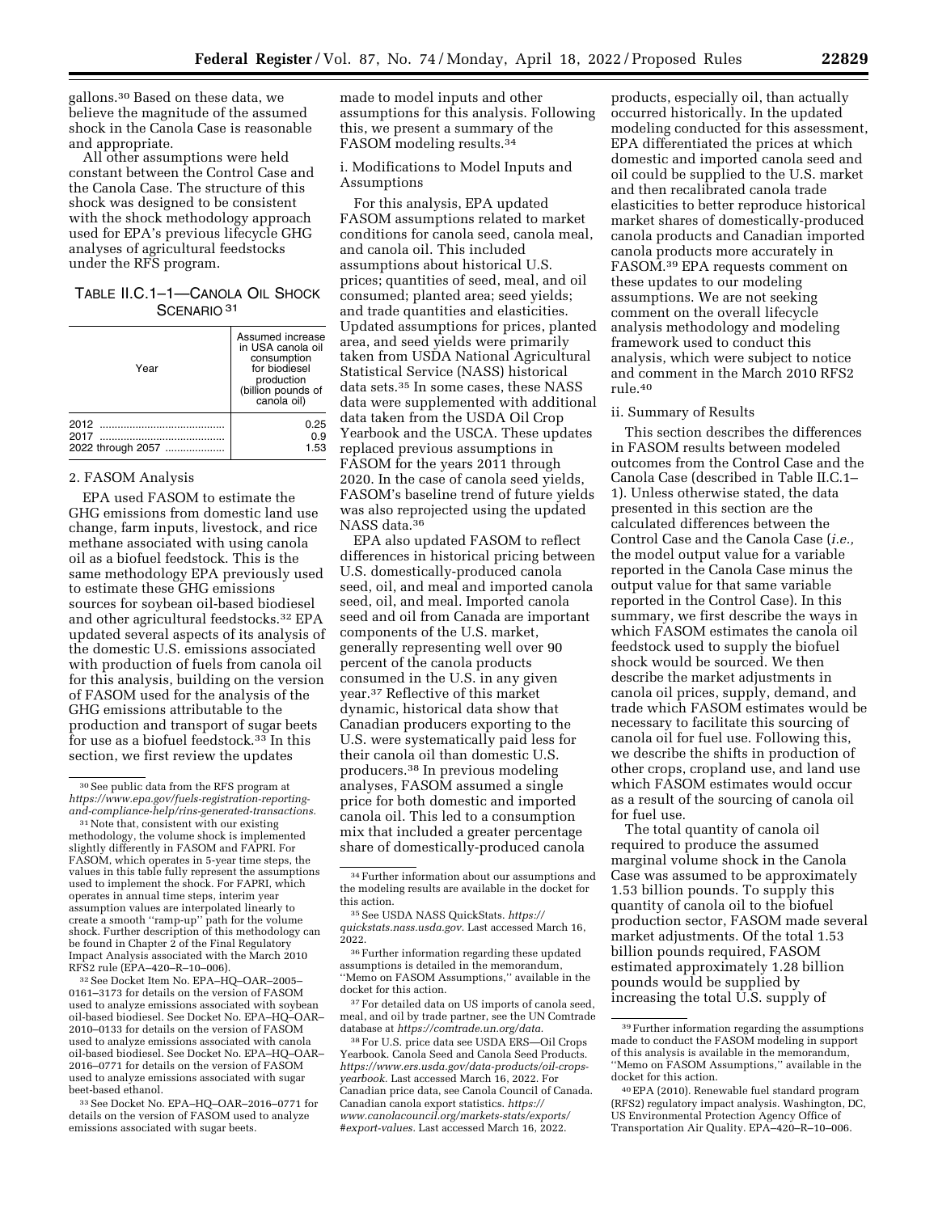gallons.[30] Based on these data, we believe the magnitude of the assumed shock in the Canola Case is reasonable and appropriate.

All other assumptions were held constant between the Control Case and the Canola Case. The structure of this shock was designed to be consistent with the shock methodology approach used for EPA's previous lifecycle GHG analyses of agricultural feedstocks under the RFS program.

TABLE II.C.1–1—CANOLA OIL SHOCK SCENARIO[31]

| Year | Assumed increase in USA canola oil consumption for biodiesel production (billion pounds of canola oil) |
|---|---|
| 2012 | 0.25 |
| 2017 | 0.9 |
| 2022 through 2057 | 1.53 |

### 2. FASOM Analysis

EPA used FASOM to estimate the GHG emissions from domestic land use change, farm inputs, livestock, and rice methane associated with using canola oil as a biofuel feedstock. This is the same methodology EPA previously used to estimate these GHG emissions sources for soybean oil-based biodiesel and other agricultural feedstocks.[32] EPA updated several aspects of its analysis of the domestic U.S. emissions associated with production of fuels from canola oil for this analysis, building on the version of FASOM used for the analysis of the GHG emissions attributable to the production and transport of sugar beets for use as a biofuel feedstock.[33] In this section, we first review the updates made to model inputs and other assumptions for this analysis. Following this, we present a summary of the FASOM modeling results.[34]

i. Modifications to Model Inputs and Assumptions

For this analysis, EPA updated FASOM assumptions related to market conditions for canola seed, canola meal, and canola oil. This included assumptions about historical U.S. prices; quantities of seed, meal, and oil consumed; planted area; seed yields; and trade quantities and elasticities. Updated assumptions for prices, planted area, and seed yields were primarily taken from USDA National Agricultural Statistical Service (NASS) historical data sets.[35] In some cases, these NASS data were supplemented with additional data taken from the USDA Oil Crop Yearbook and the USCA. These updates replaced previous assumptions in FASOM for the years 2011 through 2020. In the case of canola seed yields, FASOM's baseline trend of future yields was also reprojected using the updated NASS data.[36]

EPA also updated FASOM to reflect differences in historical pricing between U.S. domestically-produced canola seed, oil, and meal and imported canola seed, oil, and meal. Imported canola seed and oil from Canada are important components of the U.S. market, generally representing well over 90 percent of the canola products consumed in the U.S. in any given year.[37] Reflective of this market dynamic, historical data show that Canadian producers exporting to the U.S. were systematically paid less for their canola oil than domestic U.S. producers.[38] In previous modeling analyses, FASOM assumed a single price for both domestic and imported canola oil. This led to a consumption mix that included a greater percentage share of domestically-produced canola products, especially oil, than actually occurred historically. In the updated modeling conducted for this assessment, EPA differentiated the prices at which domestic and imported canola seed and oil could be supplied to the U.S. market and then recalibrated canola trade elasticities to better reproduce historical market shares of domestically-produced canola products and Canadian imported canola products more accurately in FASOM.[39] EPA requests comment on these updates to our modeling assumptions. We are not seeking comment on the overall lifecycle analysis methodology and modeling framework used to conduct this analysis, which were subject to notice and comment in the March 2010 RFS2 rule.[40]

ii. Summary of Results

This section describes the differences in FASOM results between modeled outcomes from the Control Case and the Canola Case (described in Table II.C.1–1). Unless otherwise stated, the data presented in this section are the calculated differences between the Control Case and the Canola Case (*i.e.,* the model output value for a variable reported in the Canola Case minus the output value for that same variable reported in the Control Case). In this summary, we first describe the ways in which FASOM estimates the canola oil feedstock used to supply the biofuel shock would be sourced. We then describe the market adjustments in canola oil prices, supply, demand, and trade which FASOM estimates would be necessary to facilitate this sourcing of canola oil for fuel use. Following this, we describe the shifts in production of other crops, cropland use, and land use which FASOM estimates would occur as a result of the sourcing of canola oil for fuel use.

The total quantity of canola oil required to produce the assumed marginal volume shock in the Canola Case was assumed to be approximately 1.53 billion pounds. To supply this quantity of canola oil to the biofuel production sector, FASOM made several market adjustments. Of the total 1.53 billion pounds required, FASOM estimated approximately 1.28 billion pounds would be supplied by increasing the total U.S. supply of

---

[30] See public data from the RFS program at *https://www.epa.gov/fuels-registration-reporting-and-compliance-help/rins-generated-transactions.*

[31] Note that, consistent with our existing methodology, the volume shock is implemented slightly differently in FASOM and FAPRI. For FASOM, which operates in 5-year time steps, the values in this table fully represent the assumptions used to implement the shock. For FAPRI, which operates in annual time steps, interim year assumption values are interpolated linearly to create a smooth ''ramp-up'' path for the volume shock. Further description of this methodology can be found in Chapter 2 of the Final Regulatory Impact Analysis associated with the March 2010 RFS2 rule (EPA–420–R–10–006).

[32] See Docket Item No. EPA–HQ–OAR–2005–0161–3173 for details on the version of FASOM used to analyze emissions associated with soybean oil-based biodiesel. See Docket No. EPA–HQ–OAR–2010–0133 for details on the version of FASOM used to analyze emissions associated with canola oil-based biodiesel. See Docket No. EPA–HQ–OAR–2016–0771 for details on the version of FASOM used to analyze emissions associated with sugar beet-based ethanol.

[33] See Docket No. EPA–HQ–OAR–2016–0771 for details on the version of FASOM used to analyze emissions associated with sugar beets.

[34] Further information about our assumptions and the modeling results are available in the docket for this action.

[35] See USDA NASS QuickStats. *https://quickstats.nass.usda.gov.* Last accessed March 16, 2022.

[36] Further information regarding these updated assumptions is detailed in the memorandum, ''Memo on FASOM Assumptions,'' available in the docket for this action.

[37] For detailed data on US imports of canola seed, meal, and oil by trade partner, see the UN Comtrade database at *https://comtrade.un.org/data.*

[38] For U.S. price data see USDA ERS—Oil Crops Yearbook. Canola Seed and Canola Seed Products. *https://www.ers.usda.gov/data-products/oil-crops-yearbook.* Last accessed March 16, 2022. For Canadian price data, see Canola Council of Canada. Canadian canola export statistics. *https://www.canolacouncil.org/markets-stats/exports/#export-values.* Last accessed March 16, 2022.

[39] Further information regarding the assumptions made to conduct the FASOM modeling in support of this analysis is available in the memorandum, ''Memo on FASOM Assumptions,'' available in the docket for this action.

[40] EPA (2010). Renewable fuel standard program (RFS2) regulatory impact analysis. Washington, DC, US Environmental Protection Agency Office of Transportation Air Quality. EPA–420–R–10–006.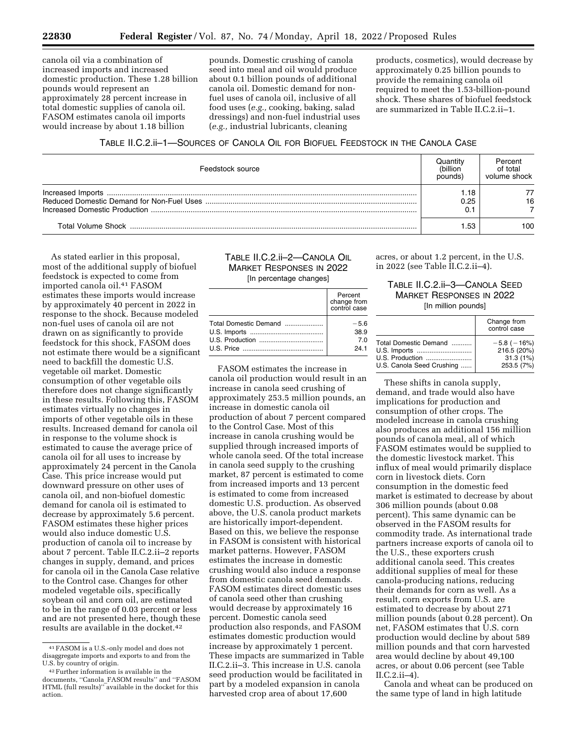canola oil via a combination of increased imports and increased domestic production. These 1.28 billion pounds would represent an approximately 28 percent increase in total domestic supplies of canola oil. FASOM estimates canola oil imports would increase by about 1.18 billion pounds. Domestic crushing of canola seed into meal and oil would produce about 0.1 billion pounds of additional canola oil. Domestic demand for non-fuel uses of canola oil, inclusive of all food uses (*e.g.,* cooking, baking, salad dressings) and non-fuel industrial uses (*e.g.,* industrial lubricants, cleaning products, cosmetics), would decrease by approximately 0.25 billion pounds to provide the remaining canola oil required to meet the 1.53-billion-pound shock. These shares of biofuel feedstock are summarized in Table II.C.2.ii–1.

TABLE II.C.2.ii–1—SOURCES OF CANOLA OIL FOR BIOFUEL FEEDSTOCK IN THE CANOLA CASE

| Feedstock source | Quantity (billion pounds) | Percent of total volume shock |
|---|---|---|
| Increased Imports | 1.18 | 77 |
| Reduced Domestic Demand for Non-Fuel Uses | 0.25 | 16 |
| Increased Domestic Production | 0.1 | 7 |
| Total Volume Shock | 1.53 | 100 |

As stated earlier in this proposal, most of the additional supply of biofuel feedstock is expected to come from imported canola oil.[41] FASOM estimates these imports would increase by approximately 40 percent in 2022 in response to the shock. Because modeled non-fuel uses of canola oil are not drawn on as significantly to provide feedstock for this shock, FASOM does not estimate there would be a significant need to backfill the domestic U.S. vegetable oil market. Domestic consumption of other vegetable oils therefore does not change significantly in these results. Following this, FASOM estimates virtually no changes in imports of other vegetable oils in these results. Increased demand for canola oil in response to the volume shock is estimated to cause the average price of canola oil for all uses to increase by approximately 24 percent in the Canola Case. This price increase would put downward pressure on other uses of canola oil, and non-biofuel domestic demand for canola oil is estimated to decrease by approximately 5.6 percent. FASOM estimates these higher prices would also induce domestic U.S. production of canola oil to increase by about 7 percent. Table II.C.2.ii–2 reports changes in supply, demand, and prices for canola oil in the Canola Case relative to the Control case. Changes for other modeled vegetable oils, specifically soybean oil and corn oil, are estimated to be in the range of 0.03 percent or less and are not presented here, though these results are available in the docket.[42]

TABLE II.C.2.ii–2—CANOLA OIL MARKET RESPONSES IN 2022
[In percentage changes]

| | Percent change from control case |
|---|---|
| Total Domestic Demand | −5.6 |
| U.S. Imports | 38.9 |
| U.S. Production | 7.0 |
| U.S. Price | 24.1 |

FASOM estimates the increase in canola oil production would result in an increase in canola seed crushing of approximately 253.5 million pounds, an increase in domestic canola oil production of about 7 percent compared to the Control Case. Most of this increase in canola crushing would be supplied through increased imports of whole canola seed. Of the total increase in canola seed supply to the crushing market, 87 percent is estimated to come from increased imports and 13 percent is estimated to come from increased domestic U.S. production. As observed above, the U.S. canola product markets are historically import-dependent. Based on this, we believe the response in FASOM is consistent with historical market patterns. However, FASOM estimates the increase in domestic crushing would also induce a response from domestic canola seed demands. FASOM estimates direct domestic uses of canola seed other than crushing would decrease by approximately 16 percent. Domestic canola seed production also responds, and FASOM estimates domestic production would increase by approximately 1 percent. These impacts are summarized in Table II.C.2.ii–3. This increase in U.S. canola seed production would be facilitated in part by a modeled expansion in canola harvested crop area of about 17,600 acres, or about 1.2 percent, in the U.S. in 2022 (see Table II.C.2.ii–4).

TABLE II.C.2.ii–3—CANOLA SEED MARKET RESPONSES IN 2022
[In million pounds]

| | Change from control case |
|---|---|
| Total Domestic Demand | −5.8 (−16%) |
| U.S. Imports | 216.5 (20%) |
| U.S. Production | 31.3 (1%) |
| U.S. Canola Seed Crushing | 253.5 (7%) |

These shifts in canola supply, demand, and trade would also have implications for production and consumption of other crops. The modeled increase in canola crushing also produces an additional 156 million pounds of canola meal, all of which FASOM estimates would be supplied to the domestic livestock market. This influx of meal would primarily displace corn in livestock diets. Corn consumption in the domestic feed market is estimated to decrease by about 306 million pounds (about 0.08 percent). This same dynamic can be observed in the FASOM results for commodity trade. As international trade partners increase exports of canola oil to the U.S., these exporters crush additional canola seed. This creates additional supplies of meal for these canola-producing nations, reducing their demands for corn as well. As a result, corn exports from U.S. are estimated to decrease by about 271 million pounds (about 0.28 percent). On net, FASOM estimates that U.S. corn production would decline by about 589 million pounds and that corn harvested area would decline by about 49,100 acres, or about 0.06 percent (see Table II.C.2.ii–4).

Canola and wheat can be produced on the same type of land in high latitude

[41] FASOM is a U.S.-only model and does not disaggregate imports and exports to and from the U.S. by country of origin.

[42] Further information is available in the documents, "Canola_FASOM results" and "FASOM HTML (full results)" available in the docket for this action.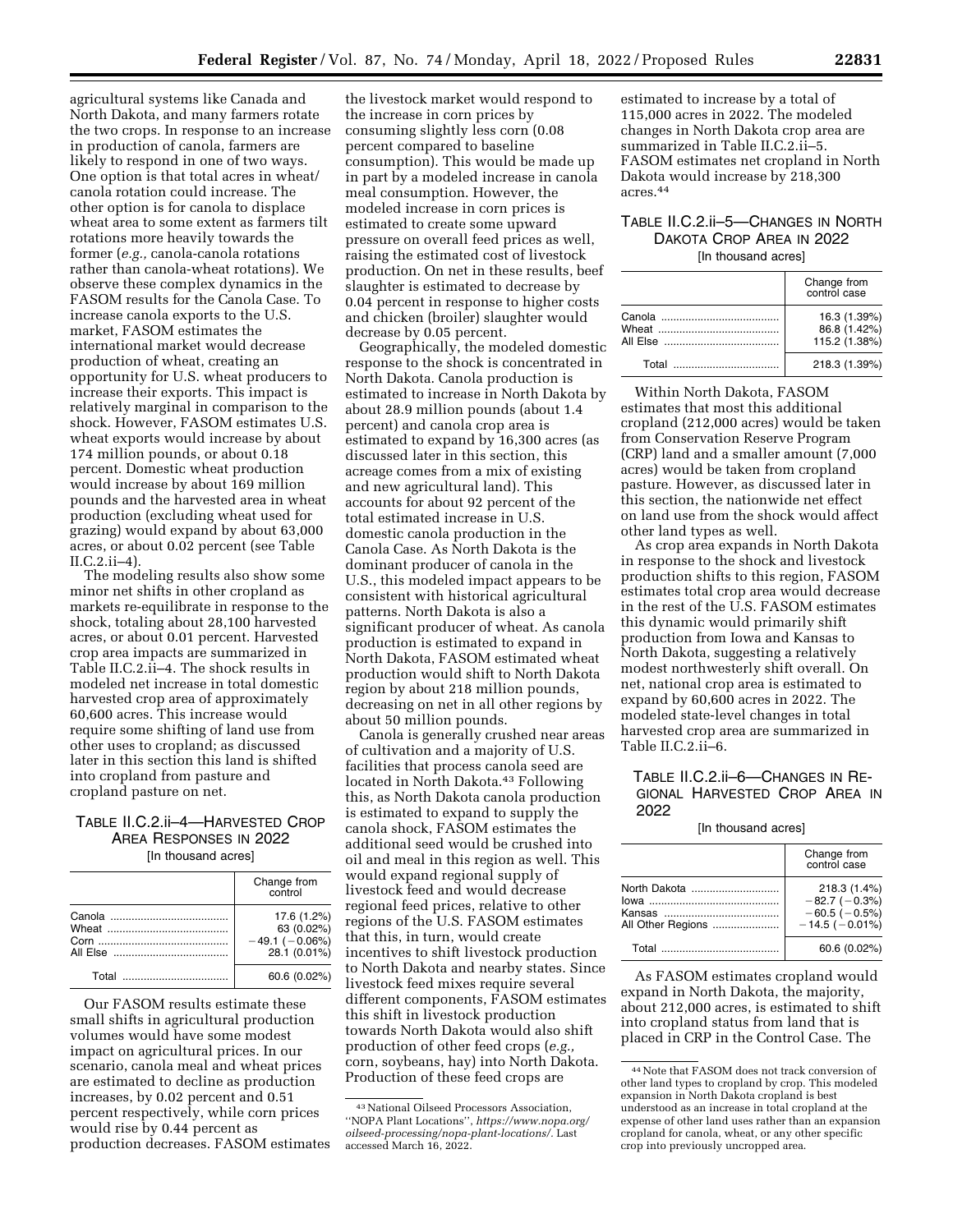agricultural systems like Canada and North Dakota, and many farmers rotate the two crops. In response to an increase in production of canola, farmers are likely to respond in one of two ways. One option is that total acres in wheat/canola rotation could increase. The other option is for canola to displace wheat area to some extent as farmers tilt rotations more heavily towards the former (*e.g.,* canola-canola rotations rather than canola-wheat rotations). We observe these complex dynamics in the FASOM results for the Canola Case. To increase canola exports to the U.S. market, FASOM estimates the international market would decrease production of wheat, creating an opportunity for U.S. wheat producers to increase their exports. This impact is relatively marginal in comparison to the shock. However, FASOM estimates U.S. wheat exports would increase by about 174 million pounds, or about 0.18 percent. Domestic wheat production would increase by about 169 million pounds and the harvested area in wheat production (excluding wheat used for grazing) would expand by about 63,000 acres, or about 0.02 percent (see Table II.C.2.ii–4).

The modeling results also show some minor net shifts in other cropland as markets re-equilibrate in response to the shock, totaling about 28,100 harvested acres, or about 0.01 percent. Harvested crop area impacts are summarized in Table II.C.2.ii–4. The shock results in modeled net increase in total domestic harvested crop area of approximately 60,600 acres. This increase would require some shifting of land use from other uses to cropland; as discussed later in this section this land is shifted into cropland from pasture and cropland pasture on net.

TABLE II.C.2.ii–4—HARVESTED CROP AREA RESPONSES IN 2022

[In thousand acres]

| | Change from control |
|---|---|
| Canola | 17.6 (1.2%) |
| Wheat | 63 (0.02%) |
| Corn | −49.1 (−0.06%) |
| All Else | 28.1 (0.01%) |
| Total | 60.6 (0.02%) |

Our FASOM results estimate these small shifts in agricultural production volumes would have some modest impact on agricultural prices. In our scenario, canola meal and wheat prices are estimated to decline as production increases, by 0.02 percent and 0.51 percent respectively, while corn prices would rise by 0.44 percent as production decreases. FASOM estimates the livestock market would respond to the increase in corn prices by consuming slightly less corn (0.08 percent compared to baseline consumption). This would be made up in part by a modeled increase in canola meal consumption. However, the modeled increase in corn prices is estimated to create some upward pressure on overall feed prices as well, raising the estimated cost of livestock production. On net in these results, beef slaughter is estimated to decrease by 0.04 percent in response to higher costs and chicken (broiler) slaughter would decrease by 0.05 percent.

Geographically, the modeled domestic response to the shock is concentrated in North Dakota. Canola production is estimated to increase in North Dakota by about 28.9 million pounds (about 1.4 percent) and canola crop area is estimated to expand by 16,300 acres (as discussed later in this section, this acreage comes from a mix of existing and new agricultural land). This accounts for about 92 percent of the total estimated increase in U.S. domestic canola production in the Canola Case. As North Dakota is the dominant producer of canola in the U.S., this modeled impact appears to be consistent with historical agricultural patterns. North Dakota is also a significant producer of wheat. As canola production is estimated to expand in North Dakota, FASOM estimated wheat production would shift to North Dakota region by about 218 million pounds, decreasing on net in all other regions by about 50 million pounds.

Canola is generally crushed near areas of cultivation and a majority of U.S. facilities that process canola seed are located in North Dakota.[43] Following this, as North Dakota canola production is estimated to expand to supply the canola shock, FASOM estimates the additional seed would be crushed into oil and meal in this region as well. This would expand regional supply of livestock feed and would decrease regional feed prices, relative to other regions of the U.S. FASOM estimates that this, in turn, would create incentives to shift livestock production to North Dakota and nearby states. Since livestock feed mixes require several different components, FASOM estimates this shift in livestock production towards North Dakota would also shift production of other feed crops (*e.g.,* corn, soybeans, hay) into North Dakota. Production of these feed crops are estimated to increase by a total of 115,000 acres in 2022. The modeled changes in North Dakota crop area are summarized in Table II.C.2.ii–5. FASOM estimates net cropland in North Dakota would increase by 218,300 acres.[44]

TABLE II.C.2.ii–5—CHANGES IN NORTH DAKOTA CROP AREA IN 2022

[In thousand acres]

| | Change from control case |
|---|---|
| Canola | 16.3 (1.39%) |
| Wheat | 86.8 (1.42%) |
| All Else | 115.2 (1.38%) |
| Total | 218.3 (1.39%) |

Within North Dakota, FASOM estimates that most this additional cropland (212,000 acres) would be taken from Conservation Reserve Program (CRP) land and a smaller amount (7,000 acres) would be taken from cropland pasture. However, as discussed later in this section, the nationwide net effect on land use from the shock would affect other land types as well.

As crop area expands in North Dakota in response to the shock and livestock production shifts to this region, FASOM estimates total crop area would decrease in the rest of the U.S. FASOM estimates this dynamic would primarily shift production from Iowa and Kansas to North Dakota, suggesting a relatively modest northwesterly shift overall. On net, national crop area is estimated to expand by 60,600 acres in 2022. The modeled state-level changes in total harvested crop area are summarized in Table II.C.2.ii–6.

TABLE II.C.2.ii–6—CHANGES IN REGIONAL HARVESTED CROP AREA IN 2022

[In thousand acres]

| | Change from control case |
|---|---|
| North Dakota | 218.3 (1.4%) |
| Iowa | −82.7 (−0.3%) |
| Kansas | −60.5 (−0.5%) |
| All Other Regions | −14.5 (−0.01%) |
| Total | 60.6 (0.02%) |

As FASOM estimates cropland would expand in North Dakota, the majority, about 212,000 acres, is estimated to shift into cropland status from land that is placed in CRP in the Control Case. The

[43] National Oilseed Processors Association, "NOPA Plant Locations", *https://www.nopa.org/oilseed-processing/nopa-plant-locations/.* Last accessed March 16, 2022.

[44] Note that FASOM does not track conversion of other land types to cropland by crop. This modeled expansion in North Dakota cropland is best understood as an increase in total cropland at the expense of other land uses rather than an expansion cropland for canola, wheat, or any other specific crop into previously uncropped area.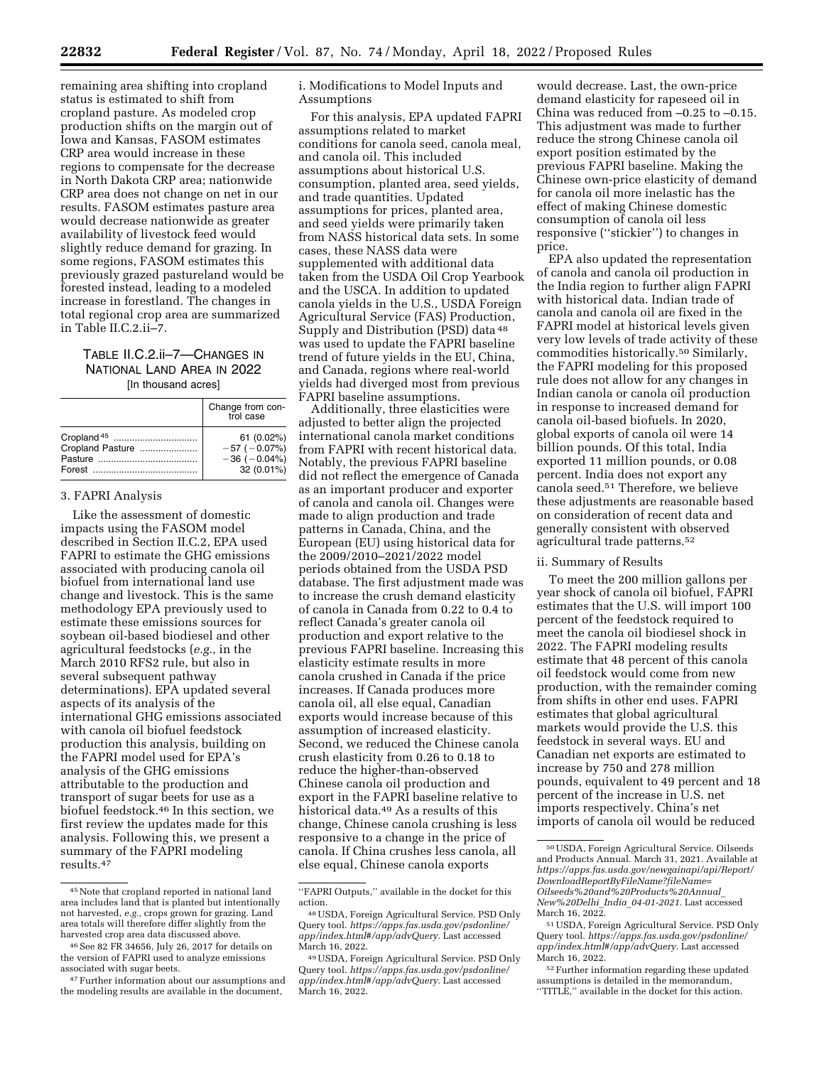remaining area shifting into cropland status is estimated to shift from cropland pasture. As modeled crop production shifts on the margin out of Iowa and Kansas, FASOM estimates CRP area would increase in these regions to compensate for the decrease in North Dakota CRP area; nationwide CRP area does not change on net in our results. FASOM estimates pasture area would decrease nationwide as greater availability of livestock feed would slightly reduce demand for grazing. In some regions, FASOM estimates this previously grazed pastureland would be forested instead, leading to a modeled increase in forestland. The changes in total regional crop area are summarized in Table II.C.2.ii–7.

TABLE II.C.2.ii–7—CHANGES IN NATIONAL LAND AREA IN 2022
[In thousand acres]

| | Change from control case |
|---|---|
| Cropland [45] | 61 (0.02%) |
| Cropland Pasture | −57 (−0.07%) |
| Pasture | −36 (−0.04%) |
| Forest | 32 (0.01%) |

### 3. FAPRI Analysis

Like the assessment of domestic impacts using the FASOM model described in Section II.C.2, EPA used FAPRI to estimate the GHG emissions associated with producing canola oil biofuel from international land use change and livestock. This is the same methodology EPA previously used to estimate these emissions sources for soybean oil-based biodiesel and other agricultural feedstocks (*e.g.,* in the March 2010 RFS2 rule, but also in several subsequent pathway determinations). EPA updated several aspects of its analysis of the international GHG emissions associated with canola oil biofuel feedstock production this analysis, building on the FAPRI model used for EPA's analysis of the GHG emissions attributable to the production and transport of sugar beets for use as a biofuel feedstock.[46] In this section, we first review the updates made for this analysis. Following this, we present a summary of the FAPRI modeling results.[47]

#### i. Modifications to Model Inputs and Assumptions

For this analysis, EPA updated FAPRI assumptions related to market conditions for canola seed, canola meal, and canola oil. This included assumptions about historical U.S. consumption, planted area, seed yields, and trade quantities. Updated assumptions for prices, planted area, and seed yields were primarily taken from NASS historical data sets. In some cases, these NASS data were supplemented with additional data taken from the USDA Oil Crop Yearbook and the USCA. In addition to updated canola yields in the U.S., USDA Foreign Agricultural Service (FAS) Production, Supply and Distribution (PSD) data [48] was used to update the FAPRI baseline trend of future yields in the EU, China, and Canada, regions where real-world yields had diverged most from previous FAPRI baseline assumptions.

Additionally, three elasticities were adjusted to better align the projected international canola market conditions from FAPRI with recent historical data. Notably, the previous FAPRI baseline did not reflect the emergence of Canada as an important producer and exporter of canola and canola oil. Changes were made to align production and trade patterns in Canada, China, and the European (EU) using historical data for the 2009/2010–2021/2022 model periods obtained from the USDA PSD database. The first adjustment made was to increase the crush demand elasticity of canola in Canada from 0.22 to 0.4 to reflect Canada's greater canola oil production and export relative to the previous FAPRI baseline. Increasing this elasticity estimate results in more canola crushed in Canada if the price increases. If Canada produces more canola oil, all else equal, Canadian exports would increase because of this assumption of increased elasticity. Second, we reduced the Chinese canola crush elasticity from 0.26 to 0.18 to reduce the higher-than-observed Chinese canola oil production and export in the FAPRI baseline relative to historical data.[49] As a results of this change, Chinese canola crushing is less responsive to a change in the price of canola. If China crushes less canola, all else equal, Chinese canola exports would decrease. Last, the own-price demand elasticity for rapeseed oil in China was reduced from –0.25 to –0.15. This adjustment was made to further reduce the strong Chinese canola oil export position estimated by the previous FAPRI baseline. Making the Chinese own-price elasticity of demand for canola oil more inelastic has the effect of making Chinese domestic consumption of canola oil less responsive (''stickier'') to changes in price.

EPA also updated the representation of canola and canola oil production in the India region to further align FAPRI with historical data. Indian trade of canola and canola oil are fixed in the FAPRI model at historical levels given very low levels of trade activity of these commodities historically.[50] Similarly, the FAPRI modeling for this proposed rule does not allow for any changes in Indian canola or canola oil production in response to increased demand for canola oil-based biofuels. In 2020, global exports of canola oil were 14 billion pounds. Of this total, India exported 11 million pounds, or 0.08 percent. India does not export any canola seed.[51] Therefore, we believe these adjustments are reasonable based on consideration of recent data and generally consistent with observed agricultural trade patterns.[52]

#### ii. Summary of Results

To meet the 200 million gallons per year shock of canola oil biofuel, FAPRI estimates that the U.S. will import 100 percent of the feedstock required to meet the canola oil biodiesel shock in 2022. The FAPRI modeling results estimate that 48 percent of this canola oil feedstock would come from new production, with the remainder coming from shifts in other end uses. FAPRI estimates that global agricultural markets would provide the U.S. this feedstock in several ways. EU and Canadian net exports are estimated to increase by 750 and 278 million pounds, equivalent to 49 percent and 18 percent of the increase in U.S. net imports respectively. China's net imports of canola oil would be reduced

---

[45] Note that cropland reported in national land area includes land that is planted but intentionally not harvested, *e.g.,* crops grown for grazing. Land area totals will therefore differ slightly from the harvested crop area data discussed above.

[46] See 82 FR 34656, July 26, 2017 for details on the version of FAPRI used to analyze emissions associated with sugar beets.

[47] Further information about our assumptions and the modeling results are available in the document, ''FAPRI Outputs,'' available in the docket for this action.

[48] USDA, Foreign Agricultural Service. PSD Only Query tool. *https://apps.fas.usda.gov/psdonline/app/index.html#/app/advQuery*. Last accessed March 16, 2022.

[49] USDA, Foreign Agricultural Service. PSD Only Query tool. *https://apps.fas.usda.gov/psdonline/app/index.html#/app/advQuery*. Last accessed March 16, 2022.

[50] USDA, Foreign Agricultural Service. Oilseeds and Products Annual. March 31, 2021. Available at *https://apps.fas.usda.gov/newgainapi/api/Report/DownloadReportByFileName?fileName=Oilseeds%20and%20Products%20Annual_New%20Delhi_India_04-01-2021*. Last accessed March 16, 2022.

[51] USDA, Foreign Agricultural Service. PSD Only Query tool. *https://apps.fas.usda.gov/psdonline/app/index.html#/app/advQuery*. Last accessed March 16, 2022.

[52] Further information regarding these updated assumptions is detailed in the memorandum, ''TITLE,'' available in the docket for this action.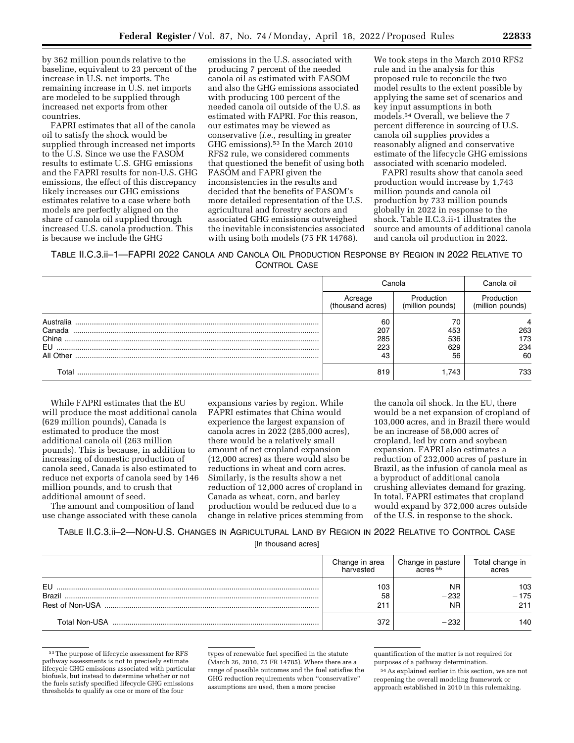by 362 million pounds relative to the baseline, equivalent to 23 percent of the increase in U.S. net imports. The remaining increase in U.S. net imports are modeled to be supplied through increased net exports from other countries.

FAPRI estimates that all of the canola oil to satisfy the shock would be supplied through increased net imports to the U.S. Since we use the FASOM results to estimate U.S. GHG emissions and the FAPRI results for non-U.S. GHG emissions, the effect of this discrepancy likely increases our GHG emissions estimates relative to a case where both models are perfectly aligned on the share of canola oil supplied through increased U.S. canola production. This is because we include the GHG emissions in the U.S. associated with producing 7 percent of the needed canola oil as estimated with FASOM and also the GHG emissions associated with producing 100 percent of the needed canola oil outside of the U.S. as estimated with FAPRI. For this reason, our estimates may be viewed as conservative (*i.e.,* resulting in greater GHG emissions).[53] In the March 2010 RFS2 rule, we considered comments that questioned the benefit of using both FASOM and FAPRI given the inconsistencies in the results and decided that the benefits of FASOM's more detailed representation of the U.S. agricultural and forestry sectors and associated GHG emissions outweighed the inevitable inconsistencies associated with using both models (75 FR 14768). We took steps in the March 2010 RFS2 rule and in the analysis for this proposed rule to reconcile the two model results to the extent possible by applying the same set of scenarios and key input assumptions in both models.[54] Overall, we believe the 7 percent difference in sourcing of U.S. canola oil supplies provides a reasonably aligned and conservative estimate of the lifecycle GHG emissions associated with scenario modeled.

FAPRI results show that canola seed production would increase by 1,743 million pounds and canola oil production by 733 million pounds globally in 2022 in response to the shock. Table II.C.3.ii-1 illustrates the source and amounts of additional canola and canola oil production in 2022.

TABLE II.C.3.ii–1—FAPRI 2022 CANOLA AND CANOLA OIL PRODUCTION RESPONSE BY REGION IN 2022 RELATIVE TO CONTROL CASE

| | Canola | | Canola oil |
|---|---|---|---|
| | Acreage (thousand acres) | Production (million pounds) | Production (million pounds) |
| Australia | 60 | 70 | 4 |
| Canada | 207 | 453 | 263 |
| China | 285 | 536 | 173 |
| EU | 223 | 629 | 234 |
| All Other | 43 | 56 | 60 |
| Total | 819 | 1,743 | 733 |

While FAPRI estimates that the EU will produce the most additional canola (629 million pounds), Canada is estimated to produce the most additional canola oil (263 million pounds). This is because, in addition to increasing of domestic production of canola seed, Canada is also estimated to reduce net exports of canola seed by 146 million pounds, and to crush that additional amount of seed.

The amount and composition of land use change associated with these canola expansions varies by region. While FAPRI estimates that China would experience the largest expansion of canola acres in 2022 (285,000 acres), there would be a relatively small amount of net cropland expansion (12,000 acres) as there would also be reductions in wheat and corn acres. Similarly, is the results show a net reduction of 12,000 acres of cropland in Canada as wheat, corn, and barley production would be reduced due to a change in relative prices stemming from the canola oil shock. In the EU, there would be a net expansion of cropland of 103,000 acres, and in Brazil there would be an increase of 58,000 acres of cropland, led by corn and soybean expansion. FAPRI also estimates a reduction of 232,000 acres of pasture in Brazil, as the infusion of canola meal as a byproduct of additional canola crushing alleviates demand for grazing. In total, FAPRI estimates that cropland would expand by 372,000 acres outside of the U.S. in response to the shock.

TABLE II.C.3.ii–2—NON-U.S. CHANGES IN AGRICULTURAL LAND BY REGION IN 2022 RELATIVE TO CONTROL CASE

[In thousand acres]

| | Change in area harvested | Change in pasture acres[55] | Total change in acres |
|---|---|---|---|
| EU | 103 | NR | 103 |
| Brazil | 58 | −232 | −175 |
| Rest of Non-USA | 211 | NR | 211 |
| Total Non-USA | 372 | −232 | 140 |

[53] The purpose of lifecycle assessment for RFS pathway assessments is not to precisely estimate lifecycle GHG emissions associated with particular biofuels, but instead to determine whether or not the fuels satisfy specified lifecycle GHG emissions thresholds to qualify as one or more of the four types of renewable fuel specified in the statute (March 26, 2010, 75 FR 14785). Where there are a range of possible outcomes and the fuel satisfies the GHG reduction requirements when "conservative" assumptions are used, then a more precise quantification of the matter is not required for purposes of a pathway determination.

[54] As explained earlier in this section, we are not reopening the overall modeling framework or approach established in 2010 in this rulemaking.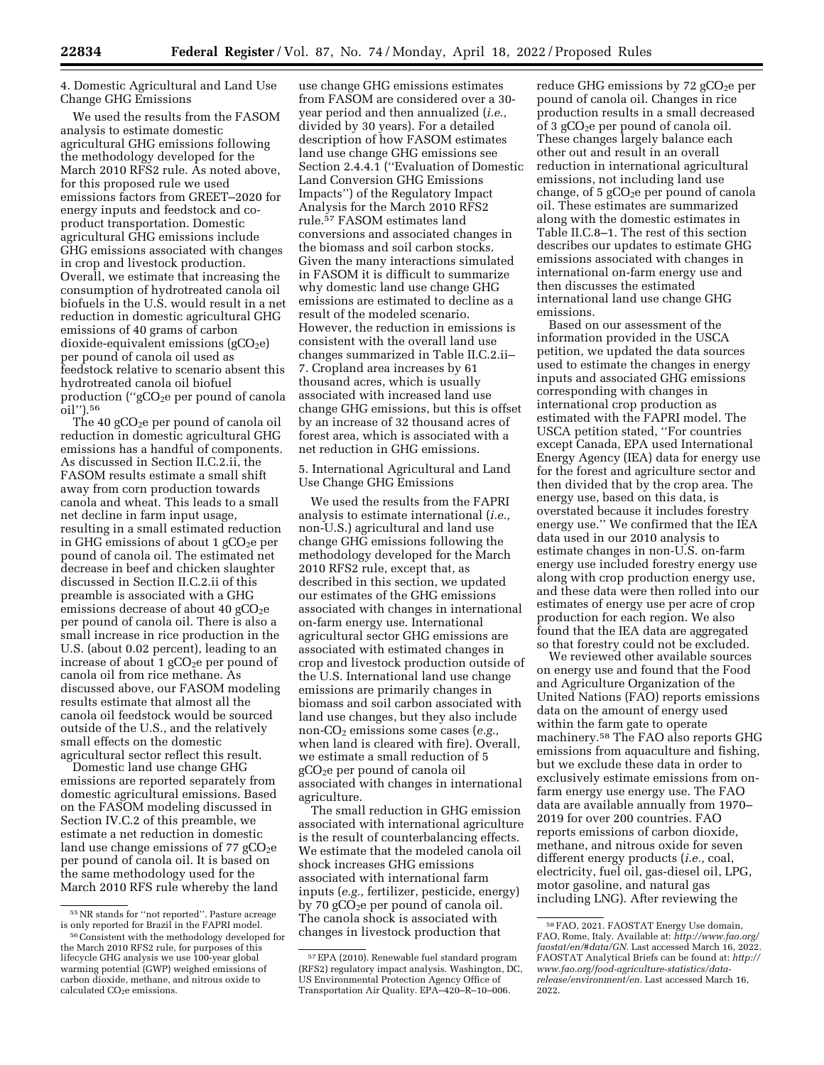4. Domestic Agricultural and Land Use Change GHG Emissions

We used the results from the FASOM analysis to estimate domestic agricultural GHG emissions following the methodology developed for the March 2010 RFS2 rule. As noted above, for this proposed rule we used emissions factors from GREET–2020 for energy inputs and feedstock and co-product transportation. Domestic agricultural GHG emissions include GHG emissions associated with changes in crop and livestock production. Overall, we estimate that increasing the consumption of hydrotreated canola oil biofuels in the U.S. would result in a net reduction in domestic agricultural GHG emissions of 40 grams of carbon dioxide-equivalent emissions ($gCO_2e$) per pound of canola oil used as feedstock relative to scenario absent this hydrotreated canola oil biofuel production (''$gCO_2e$ per pound of canola oil'').[56]

The 40 $gCO_2e$ per pound of canola oil reduction in domestic agricultural GHG emissions has a handful of components. As discussed in Section II.C.2.ii, the FASOM results estimate a small shift away from corn production towards canola and wheat. This leads to a small net decline in farm input usage, resulting in a small estimated reduction in GHG emissions of about 1 $gCO_2e$ per pound of canola oil. The estimated net decrease in beef and chicken slaughter discussed in Section II.C.2.ii of this preamble is associated with a GHG emissions decrease of about 40 $gCO_2e$ per pound of canola oil. There is also a small increase in rice production in the U.S. (about 0.02 percent), leading to an increase of about 1 $gCO_2e$ per pound of canola oil from rice methane. As discussed above, our FASOM modeling results estimate that almost all the canola oil feedstock would be sourced outside of the U.S., and the relatively small effects on the domestic agricultural sector reflect this result.

Domestic land use change GHG emissions are reported separately from domestic agricultural emissions. Based on the FASOM modeling discussed in Section IV.C.2 of this preamble, we estimate a net reduction in domestic land use change emissions of 77 $gCO_2e$ per pound of canola oil. It is based on the same methodology used for the March 2010 RFS rule whereby the land use change GHG emissions estimates from FASOM are considered over a 30-year period and then annualized (*i.e.,* divided by 30 years). For a detailed description of how FASOM estimates land use change GHG emissions see Section 2.4.4.1 (''Evaluation of Domestic Land Conversion GHG Emissions Impacts'') of the Regulatory Impact Analysis for the March 2010 RFS2 rule.[57] FASOM estimates land conversions and associated changes in the biomass and soil carbon stocks. Given the many interactions simulated in FASOM it is difficult to summarize why domestic land use change GHG emissions are estimated to decline as a result of the modeled scenario. However, the reduction in emissions is consistent with the overall land use changes summarized in Table II.C.2.ii–7. Cropland area increases by 61 thousand acres, which is usually associated with increased land use change GHG emissions, but this is offset by an increase of 32 thousand acres of forest area, which is associated with a net reduction in GHG emissions.

5. International Agricultural and Land Use Change GHG Emissions

We used the results from the FAPRI analysis to estimate international (*i.e.,* non-U.S.) agricultural and land use change GHG emissions following the methodology developed for the March 2010 RFS2 rule, except that, as described in this section, we updated our estimates of the GHG emissions associated with changes in international on-farm energy use. International agricultural sector GHG emissions are associated with estimated changes in crop and livestock production outside of the U.S. International land use change emissions are primarily changes in biomass and soil carbon associated with land use changes, but they also include non-$CO_2$ emissions some cases (*e.g.,* when land is cleared with fire). Overall, we estimate a small reduction of 5 $gCO_2e$ per pound of canola oil associated with changes in international agriculture.

The small reduction in GHG emission associated with international agriculture is the result of counterbalancing effects. We estimate that the modeled canola oil shock increases GHG emissions associated with international farm inputs (*e.g.,* fertilizer, pesticide, energy) by 70 $gCO_2e$ per pound of canola oil. The canola shock is associated with changes in livestock production that reduce GHG emissions by 72 $gCO_2e$ per pound of canola oil. Changes in rice production results in a small decreased of 3 $gCO_2e$ per pound of canola oil. These changes largely balance each other out and result in an overall reduction in international agricultural emissions, not including land use change, of 5 $gCO_2e$ per pound of canola oil. These estimates are summarized along with the domestic estimates in Table II.C.8–1. The rest of this section describes our updates to estimate GHG emissions associated with changes in international on-farm energy use and then discusses the estimated international land use change GHG emissions.

Based on our assessment of the information provided in the USCA petition, we updated the data sources used to estimate the changes in energy inputs and associated GHG emissions corresponding with changes in international crop production as estimated with the FAPRI model. The USCA petition stated, ''For countries except Canada, EPA used International Energy Agency (IEA) data for energy use for the forest and agriculture sector and then divided that by the crop area. The energy use, based on this data, is overstated because it includes forestry energy use.'' We confirmed that the IEA data used in our 2010 analysis to estimate changes in non-U.S. on-farm energy use included forestry energy use along with crop production energy use, and these data were then rolled into our estimates of energy use per acre of crop production for each region. We also found that the IEA data are aggregated so that forestry could not be excluded.

We reviewed other available sources on energy use and found that the Food and Agriculture Organization of the United Nations (FAO) reports emissions data on the amount of energy used within the farm gate to operate machinery.[58] The FAO also reports GHG emissions from aquaculture and fishing, but we exclude these data in order to exclusively estimate emissions from on-farm energy use energy use. The FAO data are available annually from 1970–2019 for over 200 countries. FAO reports emissions of carbon dioxide, methane, and nitrous oxide for seven different energy products (*i.e.,* coal, electricity, fuel oil, gas-diesel oil, LPG, motor gasoline, and natural gas including LNG). After reviewing the

---

[55] NR stands for ''not reported''. Pasture acreage is only reported for Brazil in the FAPRI model.

[56] Consistent with the methodology developed for the March 2010 RFS2 rule, for purposes of this lifecycle GHG analysis we use 100-year global warming potential (GWP) weighed emissions of carbon dioxide, methane, and nitrous oxide to calculated $CO_2e$ emissions.

[57] EPA (2010). Renewable fuel standard program (RFS2) regulatory impact analysis. Washington, DC, US Environmental Protection Agency Office of Transportation Air Quality. EPA–420–R–10–006.

[58] FAO, 2021. FAOSTAT Energy Use domain, FAO, Rome, Italy. Available at: *http://www.fao.org/faostat/en/#data/GN.* Last accessed March 16, 2022. FAOSTAT Analytical Briefs can be found at: *http://www.fao.org/food-agriculture-statistics/data-release/environment/en.* Last accessed March 16, 2022.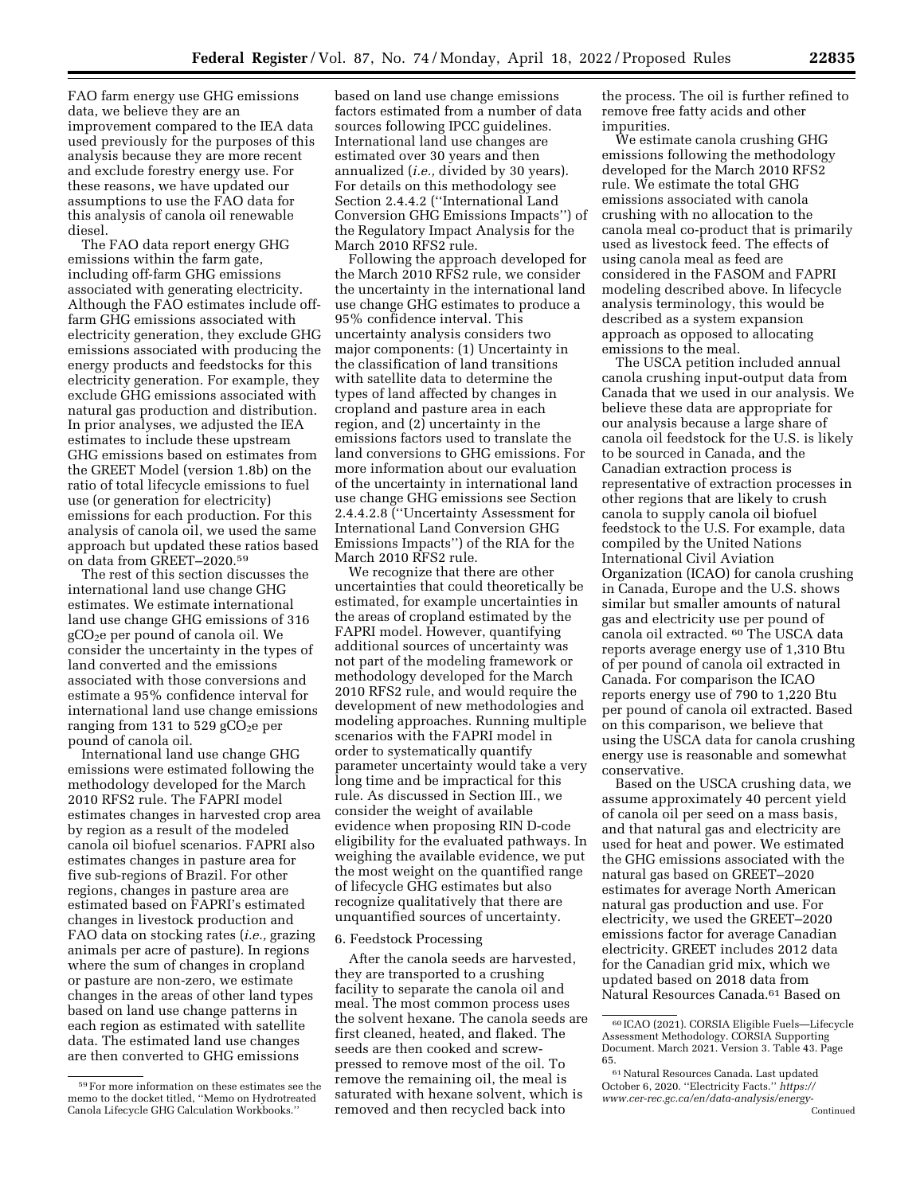FAO farm energy use GHG emissions data, we believe they are an improvement compared to the IEA data used previously for the purposes of this analysis because they are more recent and exclude forestry energy use. For these reasons, we have updated our assumptions to use the FAO data for this analysis of canola oil renewable diesel.

The FAO data report energy GHG emissions within the farm gate, including off-farm GHG emissions associated with generating electricity. Although the FAO estimates include off-farm GHG emissions associated with electricity generation, they exclude GHG emissions associated with producing the energy products and feedstocks for this electricity generation. For example, they exclude GHG emissions associated with natural gas production and distribution. In prior analyses, we adjusted the IEA estimates to include these upstream GHG emissions based on estimates from the GREET Model (version 1.8b) on the ratio of total lifecycle emissions to fuel use (or generation for electricity) emissions for each production. For this analysis of canola oil, we used the same approach but updated these ratios based on data from GREET–2020.[59]

The rest of this section discusses the international land use change GHG estimates. We estimate international land use change GHG emissions of 316 $gCO_2e$ per pound of canola oil. We consider the uncertainty in the types of land converted and the emissions associated with those conversions and estimate a 95% confidence interval for international land use change emissions ranging from 131 to 529 $gCO_2e$ per pound of canola oil.

International land use change GHG emissions were estimated following the methodology developed for the March 2010 RFS2 rule. The FAPRI model estimates changes in harvested crop area by region as a result of the modeled canola oil biofuel scenarios. FAPRI also estimates changes in pasture area for five sub-regions of Brazil. For other regions, changes in pasture area are estimated based on FAPRI's estimated changes in livestock production and FAO data on stocking rates (*i.e.,* grazing animals per acre of pasture). In regions where the sum of changes in cropland or pasture are non-zero, we estimate changes in the areas of other land types based on land use change patterns in each region as estimated with satellite data. The estimated land use changes are then converted to GHG emissions based on land use change emissions factors estimated from a number of data sources following IPCC guidelines. International land use changes are estimated over 30 years and then annualized (*i.e.,* divided by 30 years). For details on this methodology see Section 2.4.4.2 (''International Land Conversion GHG Emissions Impacts'') of the Regulatory Impact Analysis for the March 2010 RFS2 rule.

Following the approach developed for the March 2010 RFS2 rule, we consider the uncertainty in the international land use change GHG estimates to produce a 95% confidence interval. This uncertainty analysis considers two major components: (1) Uncertainty in the classification of land transitions with satellite data to determine the types of land affected by changes in cropland and pasture area in each region, and (2) uncertainty in the emissions factors used to translate the land conversions to GHG emissions. For more information about our evaluation of the uncertainty in international land use change GHG emissions see Section 2.4.4.2.8 (''Uncertainty Assessment for International Land Conversion GHG Emissions Impacts'') of the RIA for the March 2010 RFS2 rule.

We recognize that there are other uncertainties that could theoretically be estimated, for example uncertainties in the areas of cropland estimated by the FAPRI model. However, quantifying additional sources of uncertainty was not part of the modeling framework or methodology developed for the March 2010 RFS2 rule, and would require the development of new methodologies and modeling approaches. Running multiple scenarios with the FAPRI model in order to systematically quantify parameter uncertainty would take a very long time and be impractical for this rule. As discussed in Section III., we consider the weight of available evidence when proposing RIN D-code eligibility for the evaluated pathways. In weighing the available evidence, we put the most weight on the quantified range of lifecycle GHG estimates but also recognize qualitatively that there are unquantified sources of uncertainty.

6. Feedstock Processing

After the canola seeds are harvested, they are transported to a crushing facility to separate the canola oil and meal. The most common process uses the solvent hexane. The canola seeds are first cleaned, heated, and flaked. The seeds are then cooked and screw-pressed to remove most of the oil. To remove the remaining oil, the meal is saturated with hexane solvent, which is removed and then recycled back into the process. The oil is further refined to remove free fatty acids and other impurities.

We estimate canola crushing GHG emissions following the methodology developed for the March 2010 RFS2 rule. We estimate the total GHG emissions associated with canola crushing with no allocation to the canola meal co-product that is primarily used as livestock feed. The effects of using canola meal as feed are considered in the FASOM and FAPRI modeling described above. In lifecycle analysis terminology, this would be described as a system expansion approach as opposed to allocating emissions to the meal.

The USCA petition included annual canola crushing input-output data from Canada that we used in our analysis. We believe these data are appropriate for our analysis because a large share of canola oil feedstock for the U.S. is likely to be sourced in Canada, and the Canadian extraction process is representative of extraction processes in other regions that are likely to crush canola to supply canola oil biofuel feedstock to the U.S. For example, data compiled by the United Nations International Civil Aviation Organization (ICAO) for canola crushing in Canada, Europe and the U.S. shows similar but smaller amounts of natural gas and electricity use per pound of canola oil extracted.[60] The USCA data reports average energy use of 1,310 Btu of per pound of canola oil extracted in Canada. For comparison the ICAO reports energy use of 790 to 1,220 Btu per pound of canola oil extracted. Based on this comparison, we believe that using the USCA data for canola crushing energy use is reasonable and somewhat conservative.

Based on the USCA crushing data, we assume approximately 40 percent yield of canola oil per seed on a mass basis, and that natural gas and electricity are used for heat and power. We estimated the GHG emissions associated with the natural gas based on GREET–2020 estimates for average North American natural gas production and use. For electricity, we used the GREET–2020 emissions factor for average Canadian electricity. GREET includes 2012 data for the Canadian grid mix, which we updated based on 2018 data from Natural Resources Canada.[61] Based on

---

[59] For more information on these estimates see the memo to the docket titled, ''Memo on Hydrotreated Canola Lifecycle GHG Calculation Workbooks.''

[60] ICAO (2021). CORSIA Eligible Fuels—Lifecycle Assessment Methodology. CORSIA Supporting Document. March 2021. Version 3. Table 43. Page 65.

[61] Natural Resources Canada. Last updated October 6, 2020. ''Electricity Facts.'' *https://www.cer-rec.gc.ca/en/data-analysis/energy-* Continued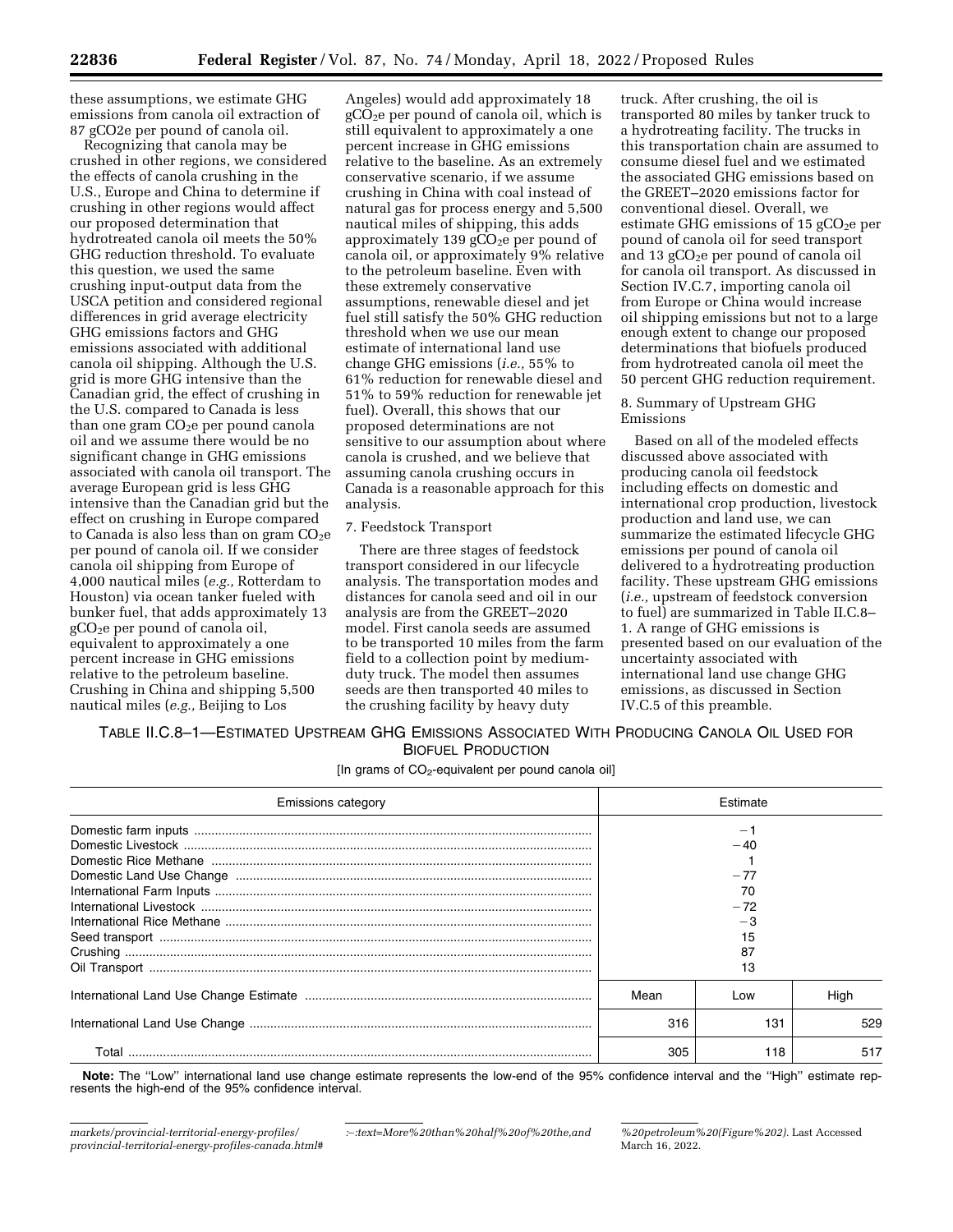these assumptions, we estimate GHG emissions from canola oil extraction of 87 gCO2e per pound of canola oil.

Recognizing that canola may be crushed in other regions, we considered the effects of canola crushing in the U.S., Europe and China to determine if crushing in other regions would affect our proposed determination that hydrotreated canola oil meets the 50% GHG reduction threshold. To evaluate this question, we used the same crushing input-output data from the USCA petition and considered regional differences in grid average electricity GHG emissions factors and GHG emissions associated with additional canola oil shipping. Although the U.S. grid is more GHG intensive than the Canadian grid, the effect of crushing in the U.S. compared to Canada is less than one gram $CO_2$e per pound canola oil and we assume there would be no significant change in GHG emissions associated with canola oil transport. The average European grid is less GHG intensive than the Canadian grid but the effect on crushing in Europe compared to Canada is also less than on gram $CO_2$e per pound of canola oil. If we consider canola oil shipping from Europe of 4,000 nautical miles (*e.g.,* Rotterdam to Houston) via ocean tanker fueled with bunker fuel, that adds approximately 13 $gCO_2$e per pound of canola oil, equivalent to approximately a one percent increase in GHG emissions relative to the petroleum baseline. Crushing in China and shipping 5,500 nautical miles (*e.g.,* Beijing to Los Angeles) would add approximately 18 $gCO_2$e per pound of canola oil, which is still equivalent to approximately a one percent increase in GHG emissions relative to the baseline. As an extremely conservative scenario, if we assume crushing in China with coal instead of natural gas for process energy and 5,500 nautical miles of shipping, this adds approximately 139 $gCO_2$e per pound of canola oil, or approximately 9% relative to the petroleum baseline. Even with these extremely conservative assumptions, renewable diesel and jet fuel still satisfy the 50% GHG reduction threshold when we use our mean estimate of international land use change GHG emissions (*i.e.,* 55% to 61% reduction for renewable diesel and 51% to 59% reduction for renewable jet fuel). Overall, this shows that our proposed determinations are not sensitive to our assumption about where canola is crushed, and we believe that assuming canola crushing occurs in Canada is a reasonable approach for this analysis.

7. Feedstock Transport

There are three stages of feedstock transport considered in our lifecycle analysis. The transportation modes and distances for canola seed and oil in our analysis are from the GREET–2020 model. First canola seeds are assumed to be transported 10 miles from the farm field to a collection point by medium-duty truck. The model then assumes seeds are then transported 40 miles to the crushing facility by heavy duty truck. After crushing, the oil is transported 80 miles by tanker truck to a hydrotreating facility. The trucks in this transportation chain are assumed to consume diesel fuel and we estimated the associated GHG emissions based on the GREET–2020 emissions factor for conventional diesel. Overall, we estimate GHG emissions of 15 $gCO_2$e per pound of canola oil for seed transport and 13 $gCO_2$e per pound of canola oil for canola oil transport. As discussed in Section IV.C.7, importing canola oil from Europe or China would increase oil shipping emissions but not to a large enough extent to change our proposed determinations that biofuels produced from hydrotreated canola oil meet the 50 percent GHG reduction requirement.

8. Summary of Upstream GHG Emissions

Based on all of the modeled effects discussed above associated with producing canola oil feedstock including effects on domestic and international crop production, livestock production and land use, we can summarize the estimated lifecycle GHG emissions per pound of canola oil delivered to a hydrotreating production facility. These upstream GHG emissions (*i.e.,* upstream of feedstock conversion to fuel) are summarized in Table II.C.8–1. A range of GHG emissions is presented based on our evaluation of the uncertainty associated with international land use change GHG emissions, as discussed in Section IV.C.5 of this preamble.

TABLE II.C.8–1—ESTIMATED UPSTREAM GHG EMISSIONS ASSOCIATED WITH PRODUCING CANOLA OIL USED FOR BIOFUEL PRODUCTION

[In grams of $CO_2$-equivalent per pound canola oil]

| Emissions category | Estimate | | |
|---|---|---|---|
| Domestic farm inputs | −1 | | |
| Domestic Livestock | −40 | | |
| Domestic Rice Methane | 1 | | |
| Domestic Land Use Change | −77 | | |
| International Farm Inputs | 70 | | |
| International Livestock | −72 | | |
| International Rice Methane | −3 | | |
| Seed transport | 15 | | |
| Crushing | 87 | | |
| Oil Transport | 13 | | |
| International Land Use Change Estimate | Mean | Low | High |
| International Land Use Change | 316 | 131 | 529 |
| Total | 305 | 118 | 517 |

**Note:** The "Low" international land use change estimate represents the low-end of the 95% confidence interval and the "High" estimate represents the high-end of the 95% confidence interval.

*markets/provincial-territorial-energy-profiles/provincial-territorial-energy-profiles-canada.html#:~:text=More%20than%20half%20of%20the,and%20petroleum%20(Figure%202).* Last Accessed March 16, 2022.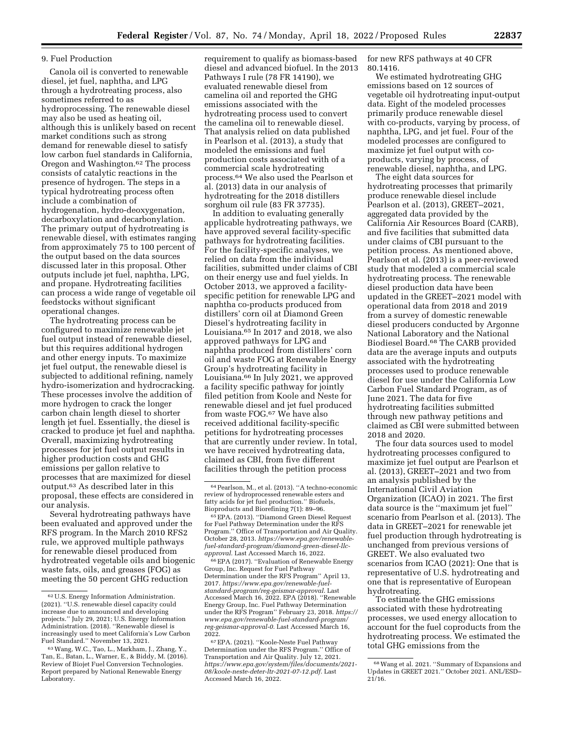### 9. Fuel Production

Canola oil is converted to renewable diesel, jet fuel, naphtha, and LPG through a hydrotreating process, also sometimes referred to as hydroprocessing. The renewable diesel may also be used as heating oil, although this is unlikely based on recent market conditions such as strong demand for renewable diesel to satisfy low carbon fuel standards in California, Oregon and Washington.[62] The process consists of catalytic reactions in the presence of hydrogen. The steps in a typical hydrotreating process often include a combination of hydrogenation, hydro-deoxygenation, decarboxylation and decarbonylation. The primary output of hydrotreating is renewable diesel, with estimates ranging from approximately 75 to 100 percent of the output based on the data sources discussed later in this proposal. Other outputs include jet fuel, naphtha, LPG, and propane. Hydrotreating facilities can process a wide range of vegetable oil feedstocks without significant operational changes.

The hydrotreating process can be configured to maximize renewable jet fuel output instead of renewable diesel, but this requires additional hydrogen and other energy inputs. To maximize jet fuel output, the renewable diesel is subjected to additional refining, namely hydro-isomerization and hydrocracking. These processes involve the addition of more hydrogen to crack the longer carbon chain length diesel to shorter length jet fuel. Essentially, the diesel is cracked to produce jet fuel and naphtha. Overall, maximizing hydrotreating processes for jet fuel output results in higher production costs and GHG emissions per gallon relative to processes that are maximized for diesel output.[63] As described later in this proposal, these effects are considered in our analysis.

Several hydrotreating pathways have been evaluated and approved under the RFS program. In the March 2010 RFS2 rule, we approved multiple pathways for renewable diesel produced from hydrotreated vegetable oils and biogenic waste fats, oils, and greases (FOG) as meeting the 50 percent GHG reduction requirement to qualify as biomass-based diesel and advanced biofuel. In the 2013 Pathways I rule (78 FR 14190), we evaluated renewable diesel from camelina oil and reported the GHG emissions associated with the hydrotreating process used to convert the camelina oil to renewable diesel. That analysis relied on data published in Pearlson et al. (2013), a study that modeled the emissions and fuel production costs associated with of a commercial scale hydrotreating process.[64] We also used the Pearlson et al. (2013) data in our analysis of hydrotreating for the 2018 distillers sorghum oil rule (83 FR 37735).

In addition to evaluating generally applicable hydrotreating pathways, we have approved several facility-specific pathways for hydrotreating facilities. For the facility-specific analyses, we relied on data from the individual facilities, submitted under claims of CBI on their energy use and fuel yields. In October 2013, we approved a facility-specific petition for renewable LPG and naphtha co-products produced from distillers' corn oil at Diamond Green Diesel's hydrotreating facility in Louisiana.[65] In 2017 and 2018, we also approved pathways for LPG and naphtha produced from distillers' corn oil and waste FOG at Renewable Energy Group's hydrotreating facility in Louisiana.[66] In July 2021, we approved a facility specific pathway for jointly filed petition from Koole and Neste for renewable diesel and jet fuel produced from waste FOG.[67] We have also received additional facility-specific petitions for hydrotreating processes that are currently under review. In total, we have received hydrotreating data, claimed as CBI, from five different facilities through the petition process for new RFS pathways at 40 CFR 80.1416.

We estimated hydrotreating GHG emissions based on 12 sources of vegetable oil hydrotreating input-output data. Eight of the modeled processes primarily produce renewable diesel with co-products, varying by process, of naphtha, LPG, and jet fuel. Four of the modeled processes are configured to maximize jet fuel output with co-products, varying by process, of renewable diesel, naphtha, and LPG.

The eight data sources for hydrotreating processes that primarily produce renewable diesel include Pearlson et al. (2013), GREET–2021, aggregated data provided by the California Air Resources Board (CARB), and five facilities that submitted data under claims of CBI pursuant to the petition process. As mentioned above, Pearlson et al. (2013) is a peer-reviewed study that modeled a commercial scale hydrotreating process. The renewable diesel production data have been updated in the GREET–2021 model with operational data from 2018 and 2019 from a survey of domestic renewable diesel producers conducted by Argonne National Laboratory and the National Biodiesel Board.[68] The CARB provided data are the average inputs and outputs associated with the hydrotreating processes used to produce renewable diesel for use under the California Low Carbon Fuel Standard Program, as of June 2021. The data for five hydrotreating facilities submitted through new pathway petitions and claimed as CBI were submitted between 2018 and 2020.

The four data sources used to model hydrotreating processes configured to maximize jet fuel output are Pearlson et al. (2013), GREET–2021 and two from an analysis published by the International Civil Aviation Organization (ICAO) in 2021. The first data source is the "maximum jet fuel" scenario from Pearlson et al. (2013). The data in GREET–2021 for renewable jet fuel production through hydrotreating is unchanged from previous versions of GREET. We also evaluated two scenarios from ICAO (2021): One that is representative of U.S. hydrotreating and one that is representative of European hydrotreating.

To estimate the GHG emissions associated with these hydrotreating processes, we used energy allocation to account for the fuel coproducts from the hydrotreating process. We estimated the total GHG emissions from the

---

[62] U.S. Energy Information Administration. (2021). "U.S. renewable diesel capacity could increase due to announced and developing projects." July 29, 2021; U.S. Energy Information Administration. (2018). "Renewable diesel is increasingly used to meet California's Low Carbon Fuel Standard." November 13, 2021.

[63] Wang, W.C., Tao, L., Markham, J., Zhang, Y., Tan, E., Batan, L., Warner, E., & Biddy, M. (2016). Review of Biojet Fuel Conversion Technologies. Report prepared by National Renewable Energy Laboratory.

[64] Pearlson, M., et al. (2013). "A techno-economic review of hydroprocessed renewable esters and fatty acids for jet fuel production." Biofuels, Bioproducts and Biorefining 7(1): 89–96.

[65] EPA. (2013). "Diamond Green Diesel Request for Fuel Pathway Determination under the RFS Program." Office of Transportation and Air Quality. October 28, 2013. *https://www.epa.gov/renewable-fuel-standard-program/diamond-green-diesel-llc-approval.* Last Accessed March 16, 2022.

[66] EPA (2017). "Evaluation of Renewable Energy Group, Inc. Request for Fuel Pathway Determination under the RFS Program" April 13, 2017. *https://www.epa.gov/renewable-fuel-standard-program/reg-geismar-approval.* Last Accessed March 16, 2022. EPA (2018). "Renewable Energy Group, Inc. Fuel Pathway Determination under the RFS Program" February 23, 2018. *https://www.epa.gov/renewable-fuel-standard-program/reg-geismar-approval-0.* Last Accessed March 16, 2022.

[67] EPA. (2021). "Koole-Neste Fuel Pathway Determination under the RFS Program." Office of Transportation and Air Quality. July 12, 2021. *https://www.epa.gov/system/files/documents/2021-08/koole-neste-deter-ltr-2021-07-12.pdf.* Last Accessed March 16, 2022.

[68] Wang et al. 2021. "Summary of Expansions and Updates in GREET 2021." October 2021. ANL/ESD–21/16.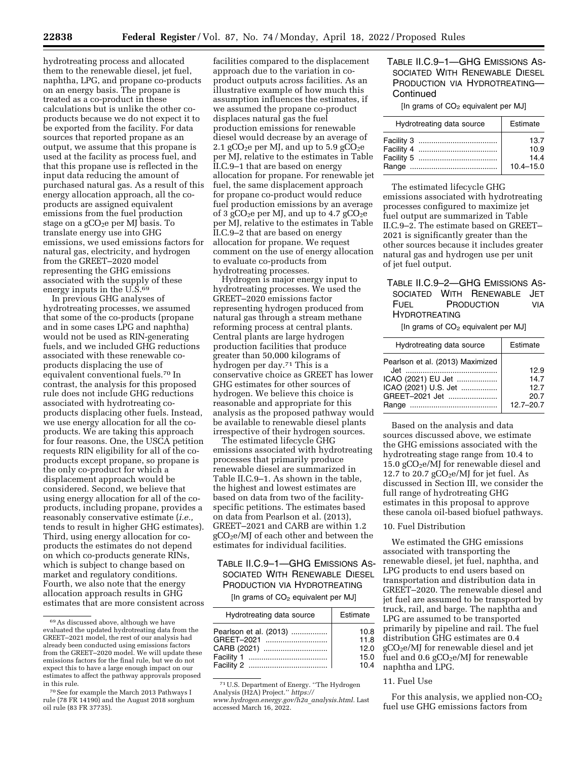hydrotreating process and allocated them to the renewable diesel, jet fuel, naphtha, LPG, and propane co-products on an energy basis. The propane is treated as a co-product in these calculations but is unlike the other co-products because we do not expect it to be exported from the facility. For data sources that reported propane as an output, we assume that this propane is used at the facility as process fuel, and that this propane use is reflected in the input data reducing the amount of purchased natural gas. As a result of this energy allocation approach, all the co-products are assigned equivalent emissions from the fuel production stage on a $gCO_2e$ per MJ basis. To translate energy use into GHG emissions, we used emissions factors for natural gas, electricity, and hydrogen from the GREET–2020 model representing the GHG emissions associated with the supply of these energy inputs in the U.S.[69]

In previous GHG analyses of hydrotreating processes, we assumed that some of the co-products (propane and in some cases LPG and naphtha) would not be used as RIN-generating fuels, and we included GHG reductions associated with these renewable co-products displacing the use of equivalent conventional fuels.[70] In contrast, the analysis for this proposed rule does not include GHG reductions associated with hydrotreating co-products displacing other fuels. Instead, we use energy allocation for all the co-products. We are taking this approach for four reasons. One, the USCA petition requests RIN eligibility for all of the co-products except propane, so propane is the only co-product for which a displacement approach would be considered. Second, we believe that using energy allocation for all of the co-products, including propane, provides a reasonably conservative estimate (*i.e.,* tends to result in higher GHG estimates). Third, using energy allocation for co-products the estimates do not depend on which co-products generate RINs, which is subject to change based on market and regulatory conditions. Fourth, we also note that the energy allocation approach results in GHG estimates that are more consistent across facilities compared to the displacement approach due to the variation in co-product outputs across facilities. As an illustrative example of how much this assumption influences the estimates, if we assumed the propane co-product displaces natural gas the fuel production emissions for renewable diesel would decrease by an average of 2.1 $gCO_2e$ per MJ, and up to 5.9 $gCO_2e$ per MJ, relative to the estimates in Table II.C.9–1 that are based on energy allocation for propane. For renewable jet fuel, the same displacement approach for propane co-product would reduce fuel production emissions by an average of 3 $gCO_2e$ per MJ, and up to 4.7 $gCO_2e$ per MJ, relative to the estimates in Table II.C.9–2 that are based on energy allocation for propane. We request comment on the use of energy allocation to evaluate co-products from hydrotreating processes.

Hydrogen is major energy input to hydrotreating processes. We used the GREET–2020 emissions factor representing hydrogen produced from natural gas through a stream methane reforming process at central plants. Central plants are large hydrogen production facilities that produce greater than 50,000 kilograms of hydrogen per day.[71] This is a conservative choice as GREET has lower GHG estimates for other sources of hydrogen. We believe this choice is reasonable and appropriate for this analysis as the proposed pathway would be available to renewable diesel plants irrespective of their hydrogen sources.

The estimated lifecycle GHG emissions associated with hydrotreating processes that primarily produce renewable diesel are summarized in Table II.C.9–1. As shown in the table, the highest and lowest estimates are based on data from two of the facility-specific petitions. The estimates based on data from Pearlson et al. (2013), GREET–2021 and CARB are within 1.2 $gCO_2e$/MJ of each other and between the estimates for individual facilities.

TABLE II.C.9–1—GHG EMISSIONS ASSOCIATED WITH RENEWABLE DIESEL PRODUCTION VIA HYDROTREATING

[In grams of $CO_2$ equivalent per MJ]

| Hydrotreating data source | Estimate |
|---|---|
| Pearlson et al. (2013) | 10.8 |
| GREET–2021 | 11.8 |
| CARB (2021) | 12.0 |
| Facility 1 | 15.0 |
| Facility 2 | 10.4 |
| Facility 3 | 13.7 |
| Facility 4 | 10.9 |
| Facility 5 | 14.4 |
| Range | 10.4–15.0 |

The estimated lifecycle GHG emissions associated with hydrotreating processes configured to maximize jet fuel output are summarized in Table II.C.9–2. The estimate based on GREET–2021 is significantly greater than the other sources because it includes greater natural gas and hydrogen use per unit of jet fuel output.

TABLE II.C.9–2—GHG EMISSIONS ASSOCIATED WITH RENEWABLE JET FUEL PRODUCTION VIA HYDROTREATING

[In grams of $CO_2$ equivalent per MJ]

| Hydrotreating data source | Estimate |
|---|---|
| Pearlson et al. (2013) Maximized Jet | 12.9 |
| ICAO (2021) EU Jet | 14.7 |
| ICAO (2021) U.S. Jet | 12.7 |
| GREET–2021 Jet | 20.7 |
| Range | 12.7–20.7 |

Based on the analysis and data sources discussed above, we estimate the GHG emissions associated with the hydrotreating stage range from 10.4 to 15.0 $gCO_2e$/MJ for renewable diesel and 12.7 to 20.7 $gCO_2e$/MJ for jet fuel. As discussed in Section III, we consider the full range of hydrotreating GHG estimates in this proposal to approve these canola oil-based biofuel pathways.

10. Fuel Distribution

We estimated the GHG emissions associated with transporting the renewable diesel, jet fuel, naphtha, and LPG products to end users based on transportation and distribution data in GREET–2020. The renewable diesel and jet fuel are assumed to be transported by truck, rail, and barge. The naphtha and LPG are assumed to be transported primarily by pipeline and rail. The fuel distribution GHG estimates are 0.4 $gCO_2e$/MJ for renewable diesel and jet fuel and 0.6 $gCO_2e$/MJ for renewable naphtha and LPG.

11. Fuel Use

For this analysis, we applied non-$CO_2$ fuel use GHG emissions factors from

---

[69] As discussed above, although we have evaluated the updated hydrotreating data from the GREET–2021 model, the rest of our analysis had already been conducted using emissions factors from the GREET–2020 model. We will update these emissions factors for the final rule, but we do not expect this to have a large enough impact on our estimates to affect the pathway approvals proposed in this rule.

[70] See for example the March 2013 Pathways I rule (78 FR 14190) and the August 2018 sorghum oil rule (83 FR 37735).

[71] U.S. Department of Energy. "The Hydrogen Analysis (H2A) Project." *https://www.hydrogen.energy.gov/h2a_analysis.html.* Last accessed March 16, 2022.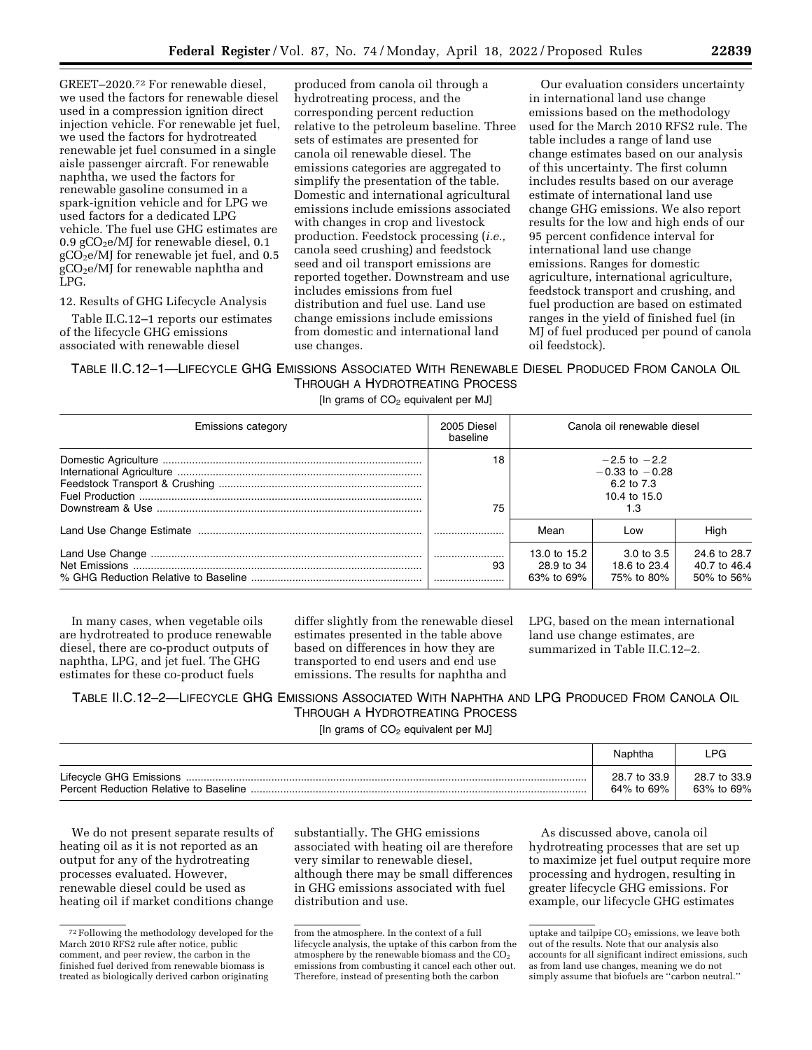GREET–2020.[72] For renewable diesel, we used the factors for renewable diesel used in a compression ignition direct injection vehicle. For renewable jet fuel, we used the factors for hydrotreated renewable jet fuel consumed in a single aisle passenger aircraft. For renewable naphtha, we used the factors for renewable gasoline consumed in a spark-ignition vehicle and for LPG we used factors for a dedicated LPG vehicle. The fuel use GHG estimates are 0.9 $gCO_2e/MJ$ for renewable diesel, 0.1 $gCO_2e/MJ$ for renewable jet fuel, and 0.5 $gCO_2e/MJ$ for renewable naphtha and LPG.

12. Results of GHG Lifecycle Analysis

Table II.C.12–1 reports our estimates of the lifecycle GHG emissions associated with renewable diesel produced from canola oil through a hydrotreating process, and the corresponding percent reduction relative to the petroleum baseline. Three sets of estimates are presented for canola oil renewable diesel. The emissions categories are aggregated to simplify the presentation of the table. Domestic and international agricultural emissions include emissions associated with changes in crop and livestock production. Feedstock processing (*i.e.,* canola seed crushing) and feedstock seed and oil transport emissions are reported together. Downstream and use includes emissions from fuel distribution and fuel use. Land use change emissions include emissions from domestic and international land use changes.

Our evaluation considers uncertainty in international land use change emissions based on the methodology used for the March 2010 RFS2 rule. The table includes a range of land use change estimates based on our analysis of this uncertainty. The first column includes results based on our average estimate of international land use change GHG emissions. We also report results for the low and high ends of our 95 percent confidence interval for international land use change emissions. Ranges for domestic agriculture, international agriculture, feedstock transport and crushing, and fuel production are based on estimated ranges in the yield of finished fuel (in MJ of fuel produced per pound of canola oil feedstock).

TABLE II.C.12–1—LIFECYCLE GHG EMISSIONS ASSOCIATED WITH RENEWABLE DIESEL PRODUCED FROM CANOLA OIL THROUGH A HYDROTREATING PROCESS

[In grams of $CO_2$ equivalent per MJ]

| Emissions category | 2005 Diesel baseline | Canola oil renewable diesel | | |
|---|---|---|---|---|
| Domestic Agriculture | 18 | −2.5 to −2.2 | | |
| International Agriculture | | −0.33 to −0.28 | | |
| Feedstock Transport & Crushing | | 6.2 to 7.3 | | |
| Fuel Production | | 10.4 to 15.0 | | |
| Downstream & Use | 75 | 1.3 | | |
| Land Use Change Estimate | | Mean | Low | High |
| Land Use Change | | 13.0 to 15.2 | 3.0 to 3.5 | 24.6 to 28.7 |
| Net Emissions | 93 | 28.9 to 34 | 18.6 to 23.4 | 40.7 to 46.4 |
| % GHG Reduction Relative to Baseline | | 63% to 69% | 75% to 80% | 50% to 56% |

In many cases, when vegetable oils are hydrotreated to produce renewable diesel, there are co-product outputs of naphtha, LPG, and jet fuel. The GHG estimates for these co-product fuels differ slightly from the renewable diesel estimates presented in the table above based on differences in how they are transported to end users and end use emissions. The results for naphtha and LPG, based on the mean international land use change estimates, are summarized in Table II.C.12–2.

TABLE II.C.12–2—LIFECYCLE GHG EMISSIONS ASSOCIATED WITH NAPHTHA AND LPG PRODUCED FROM CANOLA OIL THROUGH A HYDROTREATING PROCESS

[In grams of $CO_2$ equivalent per MJ]

| | Naphtha | LPG |
|---|---|---|
| Lifecycle GHG Emissions | 28.7 to 33.9 | 28.7 to 33.9 |
| Percent Reduction Relative to Baseline | 64% to 69% | 63% to 69% |

We do not present separate results of heating oil as it is not reported as an output for any of the hydrotreating processes evaluated. However, renewable diesel could be used as heating oil if market conditions change substantially. The GHG emissions associated with heating oil are therefore very similar to renewable diesel, although there may be small differences in GHG emissions associated with fuel distribution and use.

As discussed above, canola oil hydrotreating processes that are set up to maximize jet fuel output require more processing and hydrogen, resulting in greater lifecycle GHG emissions. For example, our lifecycle GHG estimates

[72] Following the methodology developed for the March 2010 RFS2 rule after notice, public comment, and peer review, the carbon in the finished fuel derived from renewable biomass is treated as biologically derived carbon originating from the atmosphere. In the context of a full lifecycle analysis, the uptake of this carbon from the atmosphere by the renewable biomass and the $CO_2$ emissions from combusting it cancel each other out. Therefore, instead of presenting both the carbon uptake and tailpipe $CO_2$ emissions, we leave both out of the results. Note that our analysis also accounts for all significant indirect emissions, such as from land use changes, meaning we do not simply assume that biofuels are "carbon neutral."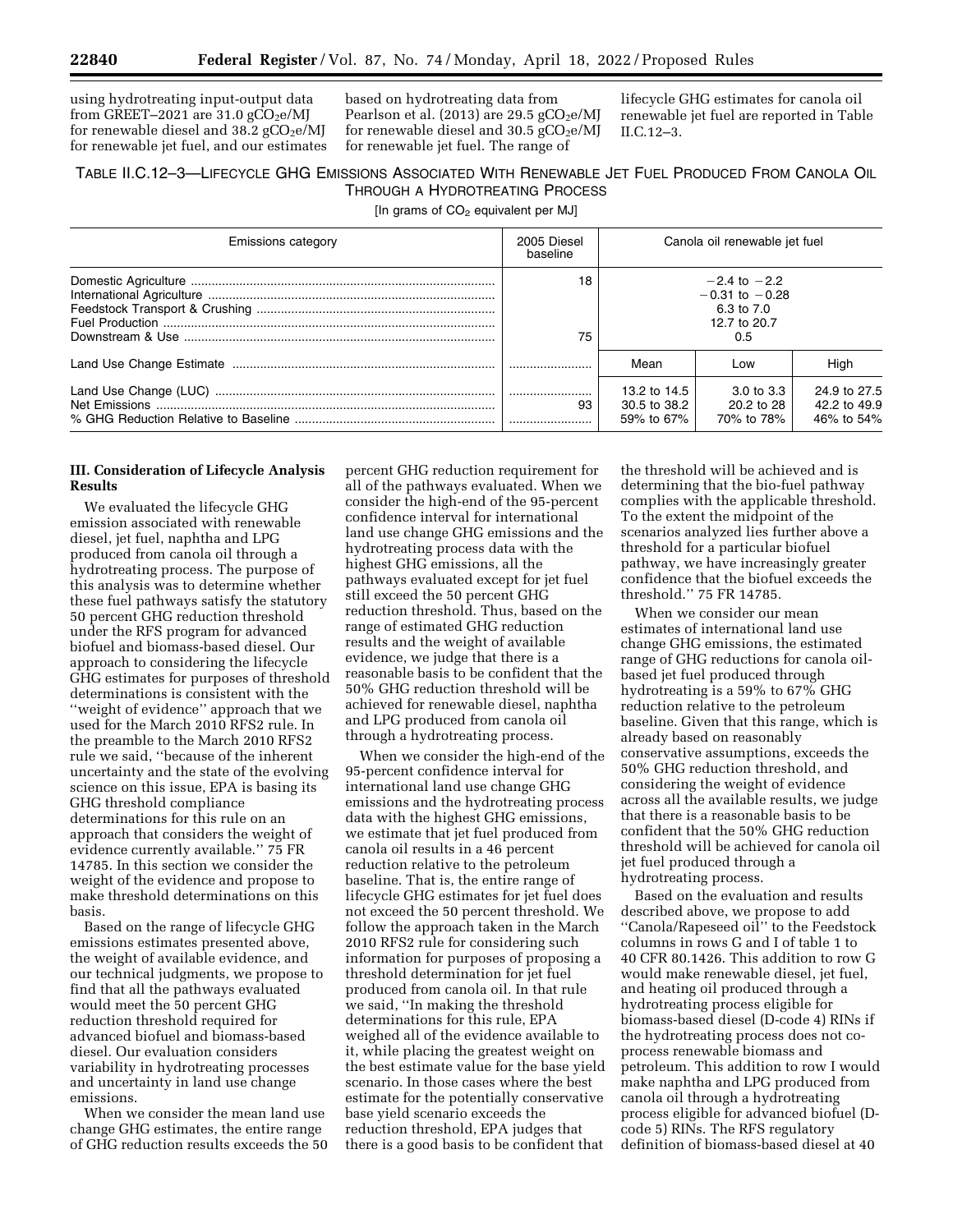using hydrotreating input-output data from GREET–2021 are 31.0 $gCO_2e/MJ$ for renewable diesel and 38.2 $gCO_2e/MJ$ for renewable jet fuel, and our estimates based on hydrotreating data from Pearlson et al. (2013) are 29.5 $gCO_2e/MJ$ for renewable diesel and 30.5 $gCO_2e/MJ$ for renewable jet fuel. The range of lifecycle GHG estimates for canola oil renewable jet fuel are reported in Table II.C.12–3.

TABLE II.C.12–3—LIFECYCLE GHG EMISSIONS ASSOCIATED WITH RENEWABLE JET FUEL PRODUCED FROM CANOLA OIL THROUGH A HYDROTREATING PROCESS

[In grams of $CO_2$ equivalent per MJ]

| Emissions category | 2005 Diesel baseline | Canola oil renewable jet fuel | | |
|---|---|---|---|---|
| Domestic Agriculture | 18 | −2.4 to −2.2 | | |
| International Agriculture | | −0.31 to −0.28 | | |
| Feedstock Transport & Crushing | | 6.3 to 7.0 | | |
| Fuel Production | | 12.7 to 20.7 | | |
| Downstream & Use | 75 | 0.5 | | |
| Land Use Change Estimate | | Mean | Low | High |
| Land Use Change (LUC) | | 13.2 to 14.5 | 3.0 to 3.3 | 24.9 to 27.5 |
| Net Emissions | 93 | 30.5 to 38.2 | 20.2 to 28 | 42.2 to 49.9 |
| % GHG Reduction Relative to Baseline | | 59% to 67% | 70% to 78% | 46% to 54% |

## III. Consideration of Lifecycle Analysis Results

We evaluated the lifecycle GHG emission associated with renewable diesel, jet fuel, naphtha and LPG produced from canola oil through a hydrotreating process. The purpose of this analysis was to determine whether these fuel pathways satisfy the statutory 50 percent GHG reduction threshold under the RFS program for advanced biofuel and biomass-based diesel. Our approach to considering the lifecycle GHG estimates for purposes of threshold determinations is consistent with the ''weight of evidence'' approach that we used for the March 2010 RFS2 rule. In the preamble to the March 2010 RFS2 rule we said, ''because of the inherent uncertainty and the state of the evolving science on this issue, EPA is basing its GHG threshold compliance determinations for this rule on an approach that considers the weight of evidence currently available.'' 75 FR 14785. In this section we consider the weight of the evidence and propose to make threshold determinations on this basis.

Based on the range of lifecycle GHG emissions estimates presented above, the weight of available evidence, and our technical judgments, we propose to find that all the pathways evaluated would meet the 50 percent GHG reduction threshold required for advanced biofuel and biomass-based diesel. Our evaluation considers variability in hydrotreating processes and uncertainty in land use change emissions.

When we consider the mean land use change GHG estimates, the entire range of GHG reduction results exceeds the 50 percent GHG reduction requirement for all of the pathways evaluated. When we consider the high-end of the 95-percent confidence interval for international land use change GHG emissions and the hydrotreating process data with the highest GHG emissions, all the pathways evaluated except for jet fuel still exceed the 50 percent GHG reduction threshold. Thus, based on the range of estimated GHG reduction results and the weight of available evidence, we judge that there is a reasonable basis to be confident that the 50% GHG reduction threshold will be achieved for renewable diesel, naphtha and LPG produced from canola oil through a hydrotreating process.

When we consider the high-end of the 95-percent confidence interval for international land use change GHG emissions and the hydrotreating process data with the highest GHG emissions, we estimate that jet fuel produced from canola oil results in a 46 percent reduction relative to the petroleum baseline. That is, the entire range of lifecycle GHG estimates for jet fuel does not exceed the 50 percent threshold. We follow the approach taken in the March 2010 RFS2 rule for considering such information for purposes of proposing a threshold determination for jet fuel produced from canola oil. In that rule we said, ''In making the threshold determinations for this rule, EPA weighed all of the evidence available to it, while placing the greatest weight on the best estimate value for the base yield scenario. In those cases where the best estimate for the potentially conservative base yield scenario exceeds the reduction threshold, EPA judges that there is a good basis to be confident that the threshold will be achieved and is determining that the bio-fuel pathway complies with the applicable threshold. To the extent the midpoint of the scenarios analyzed lies further above a threshold for a particular biofuel pathway, we have increasingly greater confidence that the biofuel exceeds the threshold.'' 75 FR 14785.

When we consider our mean estimates of international land use change GHG emissions, the estimated range of GHG reductions for canola oil-based jet fuel produced through hydrotreating is a 59% to 67% GHG reduction relative to the petroleum baseline. Given that this range, which is already based on reasonably conservative assumptions, exceeds the 50% GHG reduction threshold, and considering the weight of evidence across all the available results, we judge that there is a reasonable basis to be confident that the 50% GHG reduction threshold will be achieved for canola oil jet fuel produced through a hydrotreating process.

Based on the evaluation and results described above, we propose to add ''Canola/Rapeseed oil'' to the Feedstock columns in rows G and I of table 1 to 40 CFR 80.1426. This addition to row G would make renewable diesel, jet fuel, and heating oil produced through a hydrotreating process eligible for biomass-based diesel (D-code 4) RINs if the hydrotreating process does not co-process renewable biomass and petroleum. This addition to row I would make naphtha and LPG produced from canola oil through a hydrotreating process eligible for advanced biofuel (D-code 5) RINs. The RFS regulatory definition of biomass-based diesel at 40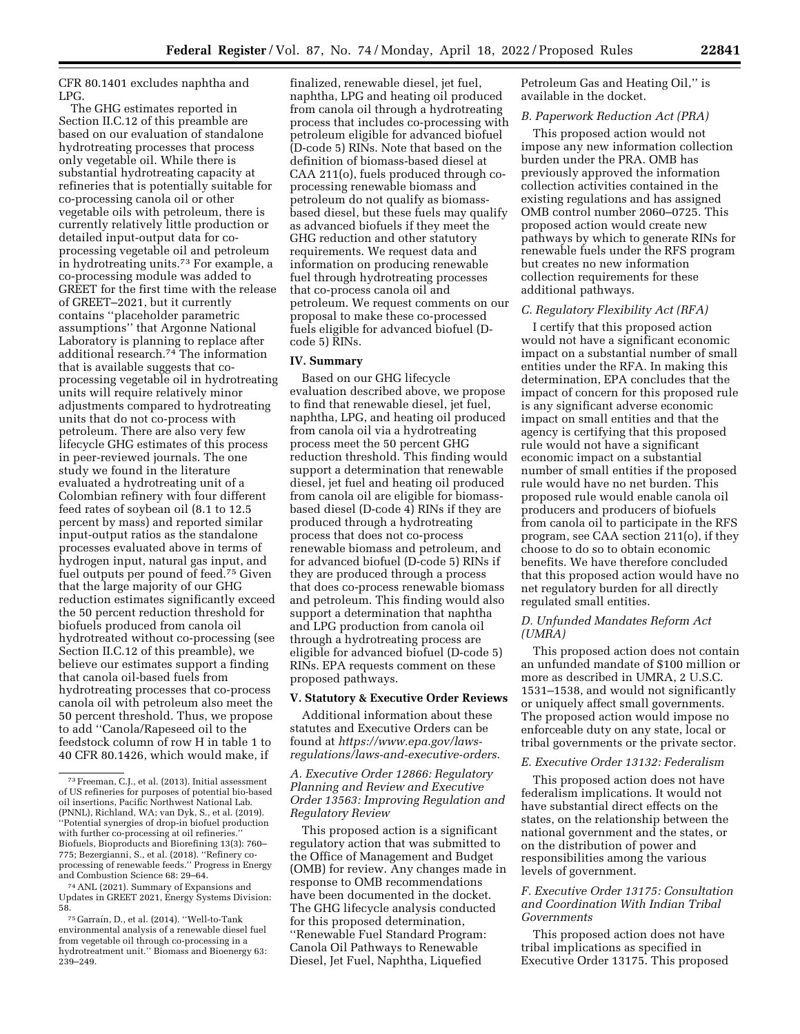CFR 80.1401 excludes naphtha and LPG.

The GHG estimates reported in Section II.C.12 of this preamble are based on our evaluation of standalone hydrotreating processes that process only vegetable oil. While there is substantial hydrotreating capacity at refineries that is potentially suitable for co-processing canola oil or other vegetable oils with petroleum, there is currently relatively little production or detailed input-output data for co-processing vegetable oil and petroleum in hydrotreating units.[73] For example, a co-processing module was added to GREET for the first time with the release of GREET–2021, but it currently contains ''placeholder parametric assumptions'' that Argonne National Laboratory is planning to replace after additional research.[74] The information that is available suggests that co-processing vegetable oil in hydrotreating units will require relatively minor adjustments compared to hydrotreating units that do not co-process with petroleum. There are also very few lifecycle GHG estimates of this process in peer-reviewed journals. The one study we found in the literature evaluated a hydrotreating unit of a Colombian refinery with four different feed rates of soybean oil (8.1 to 12.5 percent by mass) and reported similar input-output ratios as the standalone processes evaluated above in terms of hydrogen input, natural gas input, and fuel outputs per pound of feed.[75] Given that the large majority of our GHG reduction estimates significantly exceed the 50 percent reduction threshold for biofuels produced from canola oil hydrotreated without co-processing (see Section II.C.12 of this preamble), we believe our estimates support a finding that canola oil-based fuels from hydrotreating processes that co-process canola oil with petroleum also meet the 50 percent threshold. Thus, we propose to add ''Canola/Rapeseed oil to the feedstock column of row H in table 1 to 40 CFR 80.1426, which would make, if finalized, renewable diesel, jet fuel, naphtha, LPG and heating oil produced from canola oil through a hydrotreating process that includes co-processing with petroleum eligible for advanced biofuel (D-code 5) RINs. Note that based on the definition of biomass-based diesel at CAA 211(o), fuels produced through co-processing renewable biomass and petroleum do not qualify as biomass-based diesel, but these fuels may qualify as advanced biofuels if they meet the GHG reduction and other statutory requirements. We request data and information on producing renewable fuel through hydrotreating processes that co-process canola oil and petroleum. We request comments on our proposal to make these co-processed fuels eligible for advanced biofuel (D-code 5) RINs.

## IV. Summary

Based on our GHG lifecycle evaluation described above, we propose to find that renewable diesel, jet fuel, naphtha, LPG, and heating oil produced from canola oil via a hydrotreating process meet the 50 percent GHG reduction threshold. This finding would support a determination that renewable diesel, jet fuel and heating oil produced from canola oil are eligible for biomass-based diesel (D-code 4) RINs if they are produced through a hydrotreating process that does not co-process renewable biomass and petroleum, and for advanced biofuel (D-code 5) RINs if they are produced through a process that does co-process renewable biomass and petroleum. This finding would also support a determination that naphtha and LPG production from canola oil through a hydrotreating process are eligible for advanced biofuel (D-code 5) RINs. EPA requests comment on these proposed pathways.

## V. Statutory & Executive Order Reviews

Additional information about these statutes and Executive Orders can be found at *https://www.epa.gov/laws-regulations/laws-and-executive-orders.*

### A. Executive Order 12866: Regulatory Planning and Review and Executive Order 13563: Improving Regulation and Regulatory Review

This proposed action is a significant regulatory action that was submitted to the Office of Management and Budget (OMB) for review. Any changes made in response to OMB recommendations have been documented in the docket. The GHG lifecycle analysis conducted for this proposed determination, ''Renewable Fuel Standard Program: Canola Oil Pathways to Renewable Diesel, Jet Fuel, Naphtha, Liquefied Petroleum Gas and Heating Oil,'' is available in the docket.

### B. Paperwork Reduction Act (PRA)

This proposed action would not impose any new information collection burden under the PRA. OMB has previously approved the information collection activities contained in the existing regulations and has assigned OMB control number 2060–0725. This proposed action would create new pathways by which to generate RINs for renewable fuels under the RFS program but creates no new information collection requirements for these additional pathways.

### C. Regulatory Flexibility Act (RFA)

I certify that this proposed action would not have a significant economic impact on a substantial number of small entities under the RFA. In making this determination, EPA concludes that the impact of concern for this proposed rule is any significant adverse economic impact on small entities and that the agency is certifying that this proposed rule would not have a significant economic impact on a substantial number of small entities if the proposed rule would have no net burden. This proposed rule would enable canola oil producers and producers of biofuels from canola oil to participate in the RFS program, see CAA section 211(o), if they choose to do so to obtain economic benefits. We have therefore concluded that this proposed action would have no net regulatory burden for all directly regulated small entities.

### D. Unfunded Mandates Reform Act (UMRA)

This proposed action does not contain an unfunded mandate of $100 million or more as described in UMRA, 2 U.S.C. 1531–1538, and would not significantly or uniquely affect small governments. The proposed action would impose no enforceable duty on any state, local or tribal governments or the private sector.

### E. Executive Order 13132: Federalism

This proposed action does not have federalism implications. It would not have substantial direct effects on the states, on the relationship between the national government and the states, or on the distribution of power and responsibilities among the various levels of government.

### F. Executive Order 13175: Consultation and Coordination With Indian Tribal Governments

This proposed action does not have tribal implications as specified in Executive Order 13175. This proposed

---

[73] Freeman, C.J., et al. (2013). Initial assessment of US refineries for purposes of potential bio-based oil insertions, Pacific Northwest National Lab. (PNNL), Richland, WA; van Dyk, S., et al. (2019). ''Potential synergies of drop-in biofuel production with further co-processing at oil refineries.'' Biofuels, Bioproducts and Biorefining 13(3): 760–775; Bezergianni, S., et al. (2018). ''Refinery co-processing of renewable feeds.'' Progress in Energy and Combustion Science 68: 29–64.

[74] ANL (2021). Summary of Expansions and Updates in GREET 2021, Energy Systems Division: 58.

[75] Garraín, D., et al. (2014). ''Well-to-Tank environmental analysis of a renewable diesel fuel from vegetable oil through co-processing in a hydrotreatment unit.'' Biomass and Bioenergy 63: 239–249.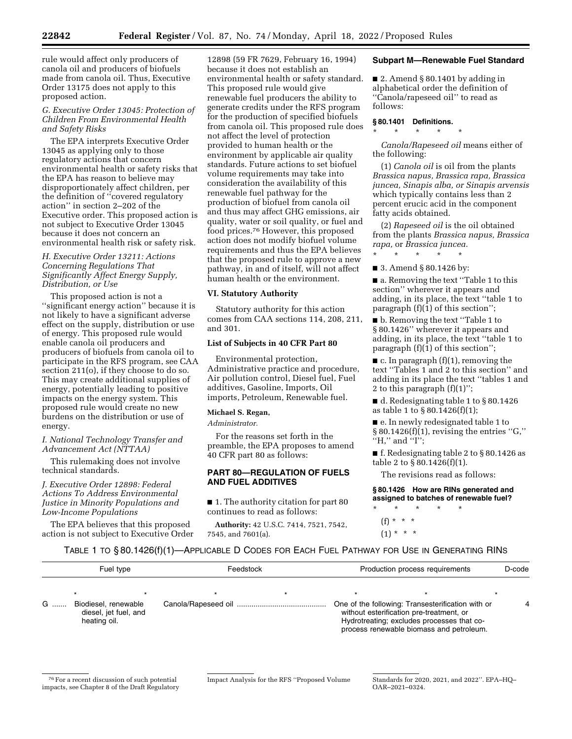rule would affect only producers of canola oil and producers of biofuels made from canola oil. Thus, Executive Order 13175 does not apply to this proposed action.

### G. Executive Order 13045: Protection of Children From Environmental Health and Safety Risks

The EPA interprets Executive Order 13045 as applying only to those regulatory actions that concern environmental health or safety risks that the EPA has reason to believe may disproportionately affect children, per the definition of "covered regulatory action" in section 2–202 of the Executive order. This proposed action is not subject to Executive Order 13045 because it does not concern an environmental health risk or safety risk.

### H. Executive Order 13211: Actions Concerning Regulations That Significantly Affect Energy Supply, Distribution, or Use

This proposed action is not a "significant energy action" because it is not likely to have a significant adverse effect on the supply, distribution or use of energy. This proposed rule would enable canola oil producers and producers of biofuels from canola oil to participate in the RFS program, see CAA section 211(o), if they choose to do so. This may create additional supplies of energy, potentially leading to positive impacts on the energy system. This proposed rule would create no new burdens on the distribution or use of energy.

### I. National Technology Transfer and Advancement Act (NTTAA)

This rulemaking does not involve technical standards.

### J. Executive Order 12898: Federal Actions To Address Environmental Justice in Minority Populations and Low-Income Populations

The EPA believes that this proposed action is not subject to Executive Order 12898 (59 FR 7629, February 16, 1994) because it does not establish an environmental health or safety standard. This proposed rule would give renewable fuel producers the ability to generate credits under the RFS program for the production of specified biofuels from canola oil. This proposed rule does not affect the level of protection provided to human health or the environment by applicable air quality standards. Future actions to set biofuel volume requirements may take into consideration the availability of this renewable fuel pathway for the production of biofuel from canola oil and thus may affect GHG emissions, air quality, water or soil quality, or fuel and food prices.[76] However, this proposed action does not modify biofuel volume requirements and thus the EPA believes that the proposed rule to approve a new pathway, in and of itself, will not affect human health or the environment.

## VI. Statutory Authority

Statutory authority for this action comes from CAA sections 114, 208, 211, and 301.

### List of Subjects in 40 CFR Part 80

Environmental protection, Administrative practice and procedure, Air pollution control, Diesel fuel, Fuel additives, Gasoline, Imports, Oil imports, Petroleum, Renewable fuel.

**Michael S. Regan,**

*Administrator.*

For the reasons set forth in the preamble, the EPA proposes to amend 40 CFR part 80 as follows:

## PART 80—REGULATION OF FUELS AND FUEL ADDITIVES

■ 1. The authority citation for part 80 continues to read as follows:

**Authority:** 42 U.S.C. 7414, 7521, 7542, 7545, and 7601(a).

### Subpart M—Renewable Fuel Standard

■ 2. Amend § 80.1401 by adding in alphabetical order the definition of "Canola/rapeseed oil" to read as follows:

#### § 80.1401 Definitions.

\* \* \* \* \*

*Canola/Rapeseed oil* means either of the following:

(1) *Canola oil* is oil from the plants *Brassica napus, Brassica rapa, Brassica juncea, Sinapis alba, or Sinapis arvensis* which typically contains less than 2 percent erucic acid in the component fatty acids obtained.

(2) *Rapeseed oil* is the oil obtained from the plants *Brassica napus, Brassica rapa,* or *Brassica juncea.*

\* \* \* \* \*

■ 3. Amend § 80.1426 by:

■ a. Removing the text "Table 1 to this section" wherever it appears and adding, in its place, the text "table 1 to paragraph (f)(1) of this section";

■ b. Removing the text "Table 1 to § 80.1426" wherever it appears and adding, in its place, the text "table 1 to paragraph (f)(1) of this section";

■ c. In paragraph (f)(1), removing the text "Tables 1 and 2 to this section" and adding in its place the text "tables 1 and 2 to this paragraph (f)(1)";

■ d. Redesignating table 1 to § 80.1426 as table 1 to § 80.1426(f)(1);

■ e. In newly redesignated table 1 to § 80.1426(f)(1), revising the entries "G," "H," and "I";

■ f. Redesignating table 2 to § 80.1426 as table 2 to § 80.1426(f)(1).

The revisions read as follows:

#### § 80.1426 How are RINs generated and assigned to batches of renewable fuel?

\* \* \* \* \*

(f) \* \* \*

(1) \* \* \*

TABLE 1 TO § 80.1426(f)(1)—APPLICABLE D CODES FOR EACH FUEL PATHWAY FOR USE IN GENERATING RINS

| | Fuel type | Feedstock | Production process requirements | D-code |
|---|---|---|---|---|
| \* | \* | \* | \* | \* |
| G | Biodiesel, renewable diesel, jet fuel, and heating oil. | Canola/Rapeseed oil | One of the following: Transesterification with or without esterification pre-treatment, or Hydrotreating; excludes processes that co-process renewable biomass and petroleum. | 4 |

[76] For a recent discussion of such potential impacts, see Chapter 8 of the Draft Regulatory Impact Analysis for the RFS "Proposed Volume Standards for 2020, 2021, and 2022". EPA–HQ–OAR–2021–0324.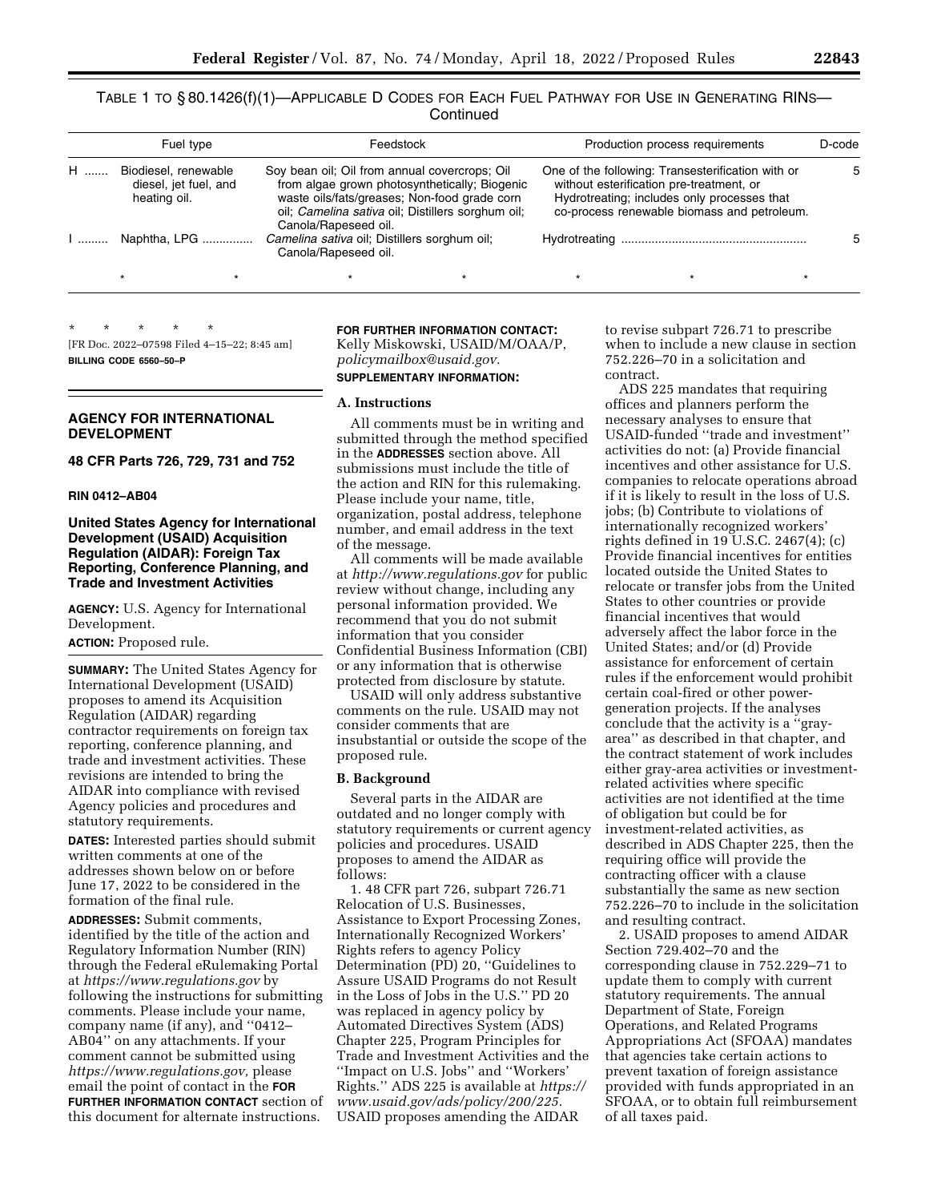TABLE 1 TO § 80.1426(f)(1)—APPLICABLE D CODES FOR EACH FUEL PATHWAY FOR USE IN GENERATING RINS—Continued

| | Fuel type | Feedstock | Production process requirements | D-code |
| --- | --- | --- | --- | --- |
| H ....... | Biodiesel, renewable diesel, jet fuel, and heating oil. | Soy bean oil; Oil from annual covercrops; Oil from algae grown photosynthetically; Biogenic waste oils/fats/greases; Non-food grade corn oil; *Camelina sativa* oil; Distillers sorghum oil; Canola/Rapeseed oil. | One of the following: Transesterification with or without esterification pre-treatment, or Hydrotreating; includes only processes that co-process renewable biomass and petroleum. | 5 |
| I ......... | Naphtha, LPG ............... | *Camelina sativa* oil; Distillers sorghum oil; Canola/Rapeseed oil. | Hydrotreating ...................................................... | 5 |
| * | * | * * | * * | * |

\* \* \* \* \*

[FR Doc. 2022–07598 Filed 4–15–22; 8:45 am]

**BILLING CODE 6560–50–P**

## AGENCY FOR INTERNATIONAL DEVELOPMENT

### 48 CFR Parts 726, 729, 731 and 752

**RIN 0412–AB04**

### United States Agency for International Development (USAID) Acquisition Regulation (AIDAR): Foreign Tax Reporting, Conference Planning, and Trade and Investment Activities

**AGENCY:** U.S. Agency for International Development.

**ACTION:** Proposed rule.

**SUMMARY:** The United States Agency for International Development (USAID) proposes to amend its Acquisition Regulation (AIDAR) regarding contractor requirements on foreign tax reporting, conference planning, and trade and investment activities. These revisions are intended to bring the AIDAR into compliance with revised Agency policies and procedures and statutory requirements.

**DATES:** Interested parties should submit written comments at one of the addresses shown below on or before June 17, 2022 to be considered in the formation of the final rule.

**ADDRESSES:** Submit comments, identified by the title of the action and Regulatory Information Number (RIN) through the Federal eRulemaking Portal at *https://www.regulations.gov* by following the instructions for submitting comments. Please include your name, company name (if any), and ''0412–AB04'' on any attachments. If your comment cannot be submitted using *https://www.regulations.gov,* please email the point of contact in the **FOR FURTHER INFORMATION CONTACT** section of this document for alternate instructions.

**FOR FURTHER INFORMATION CONTACT:** Kelly Miskowski, USAID/M/OAA/P, *policymailbox@usaid.gov.*

**SUPPLEMENTARY INFORMATION:**

#### A. Instructions

All comments must be in writing and submitted through the method specified in the **ADDRESSES** section above. All submissions must include the title of the action and RIN for this rulemaking. Please include your name, title, organization, postal address, telephone number, and email address in the text of the message.

All comments will be made available at *http://www.regulations.gov* for public review without change, including any personal information provided. We recommend that you do not submit information that you consider Confidential Business Information (CBI) or any information that is otherwise protected from disclosure by statute.

USAID will only address substantive comments on the rule. USAID may not consider comments that are insubstantial or outside the scope of the proposed rule.

#### B. Background

Several parts in the AIDAR are outdated and no longer comply with statutory requirements or current agency policies and procedures. USAID proposes to amend the AIDAR as follows:

1. 48 CFR part 726, subpart 726.71 Relocation of U.S. Businesses, Assistance to Export Processing Zones, Internationally Recognized Workers' Rights refers to agency Policy Determination (PD) 20, ''Guidelines to Assure USAID Programs do not Result in the Loss of Jobs in the U.S.'' PD 20 was replaced in agency policy by Automated Directives System (ADS) Chapter 225, Program Principles for Trade and Investment Activities and the ''Impact on U.S. Jobs'' and ''Workers' Rights.'' ADS 225 is available at *https://www.usaid.gov/ads/policy/200/225.* USAID proposes amending the AIDAR to revise subpart 726.71 to prescribe when to include a new clause in section 752.226–70 in a solicitation and contract.

ADS 225 mandates that requiring offices and planners perform the necessary analyses to ensure that USAID-funded ''trade and investment'' activities do not: (a) Provide financial incentives and other assistance for U.S. companies to relocate operations abroad if it is likely to result in the loss of U.S. jobs; (b) Contribute to violations of internationally recognized workers' rights defined in 19 U.S.C. 2467(4); (c) Provide financial incentives for entities located outside the United States to relocate or transfer jobs from the United States to other countries or provide financial incentives that would adversely affect the labor force in the United States; and/or (d) Provide assistance for enforcement of certain rules if the enforcement would prohibit certain coal-fired or other power-generation projects. If the analyses conclude that the activity is a ''gray-area'' as described in that chapter, and the contract statement of work includes either gray-area activities or investment-related activities where specific activities are not identified at the time of obligation but could be for investment-related activities, as described in ADS Chapter 225, then the requiring office will provide the contracting officer with a clause substantially the same as new section 752.226–70 to include in the solicitation and resulting contract.

2. USAID proposes to amend AIDAR Section 729.402–70 and the corresponding clause in 752.229–71 to update them to comply with current statutory requirements. The annual Department of State, Foreign Operations, and Related Programs Appropriations Act (SFOAA) mandates that agencies take certain actions to prevent taxation of foreign assistance provided with funds appropriated in an SFOAA, or to obtain full reimbursement of all taxes paid.